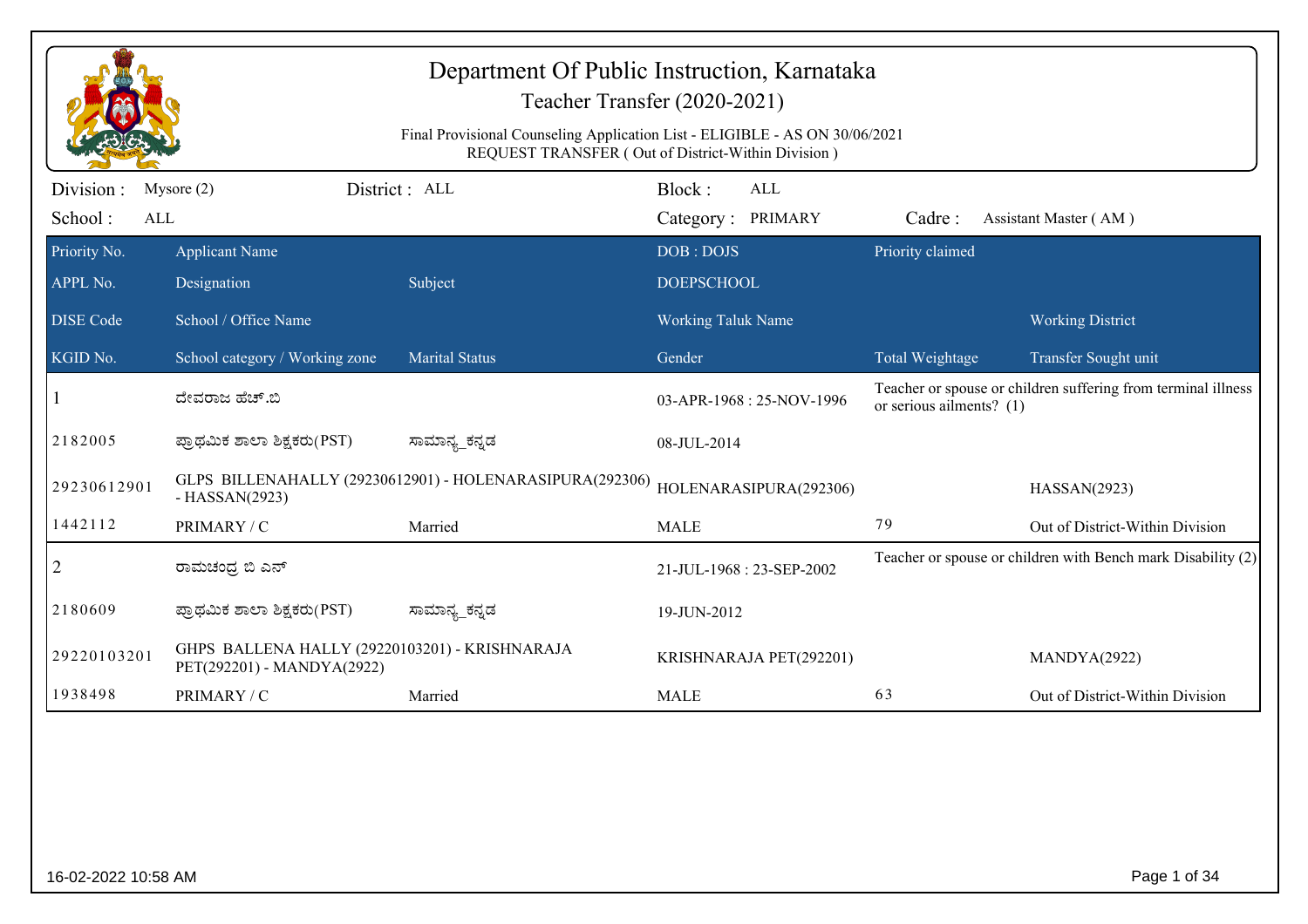# Department Of Public Instruction, Karnataka

## Teacher Transfer (2020-2021)

Final Provisional Counseling Application List - ELIGIBLE - AS ON 30/06/2021
REQUEST TRANSFER ( Out of District-Within Division )

Division : Mysore (2) District : ALL Block : ALL

School : ALL Category : PRIMARY Cadre : Assistant Master ( AM )

| Priority No. / APPL No. / DISE Code / KGID No. | Applicant Name / Designation / School / Office Name / School category / Working zone | Subject / Marital Status | DOB : DOJS / DOEPSCHOOL / Working Taluk Name / Gender | Priority claimed / Total Weightage | Working District / Transfer Sought unit |
|---|---|---|---|---|---|
| 1 | ದೇವರಾಜ ಹೆಚ್.ಬಿ | | 03-APR-1968 : 25-NOV-1996 | Teacher or spouse or children suffering from terminal illness or serious ailments? (1) | |
| 2182005 | ಪ್ರಾಥಮಿಕ ಶಾಲಾ ಶಿಕ್ಷಕರು(PST) | ಸಾಮಾನ್ಯ_ಕನ್ನಡ | 08-JUL-2014 | | |
| 29230612901 | GLPS BILLENAHALLY (29230612901) - HOLENARASIPURA(292306) - HASSAN(2923) | | HOLENARASIPURA(292306) | | HASSAN(2923) |
| 1442112 | PRIMARY / C | Married | MALE | 79 | Out of District-Within Division |
| 2 | ರಾಮಚಂದ್ರ ಬಿ ಎನ್ | | 21-JUL-1968 : 23-SEP-2002 | Teacher or spouse or children with Bench mark Disability (2) | |
| 2180609 | ಪ್ರಾಥಮಿಕ ಶಾಲಾ ಶಿಕ್ಷಕರು(PST) | ಸಾಮಾನ್ಯ_ಕನ್ನಡ | 19-JUN-2012 | | |
| 29220103201 | GHPS BALLENA HALLY (29220103201) - KRISHNARAJA PET(292201) - MANDYA(2922) | | KRISHNARAJA PET(292201) | | MANDYA(2922) |
| 1938498 | PRIMARY / C | Married | MALE | 63 | Out of District-Within Division |

16-02-2022 10:58 AM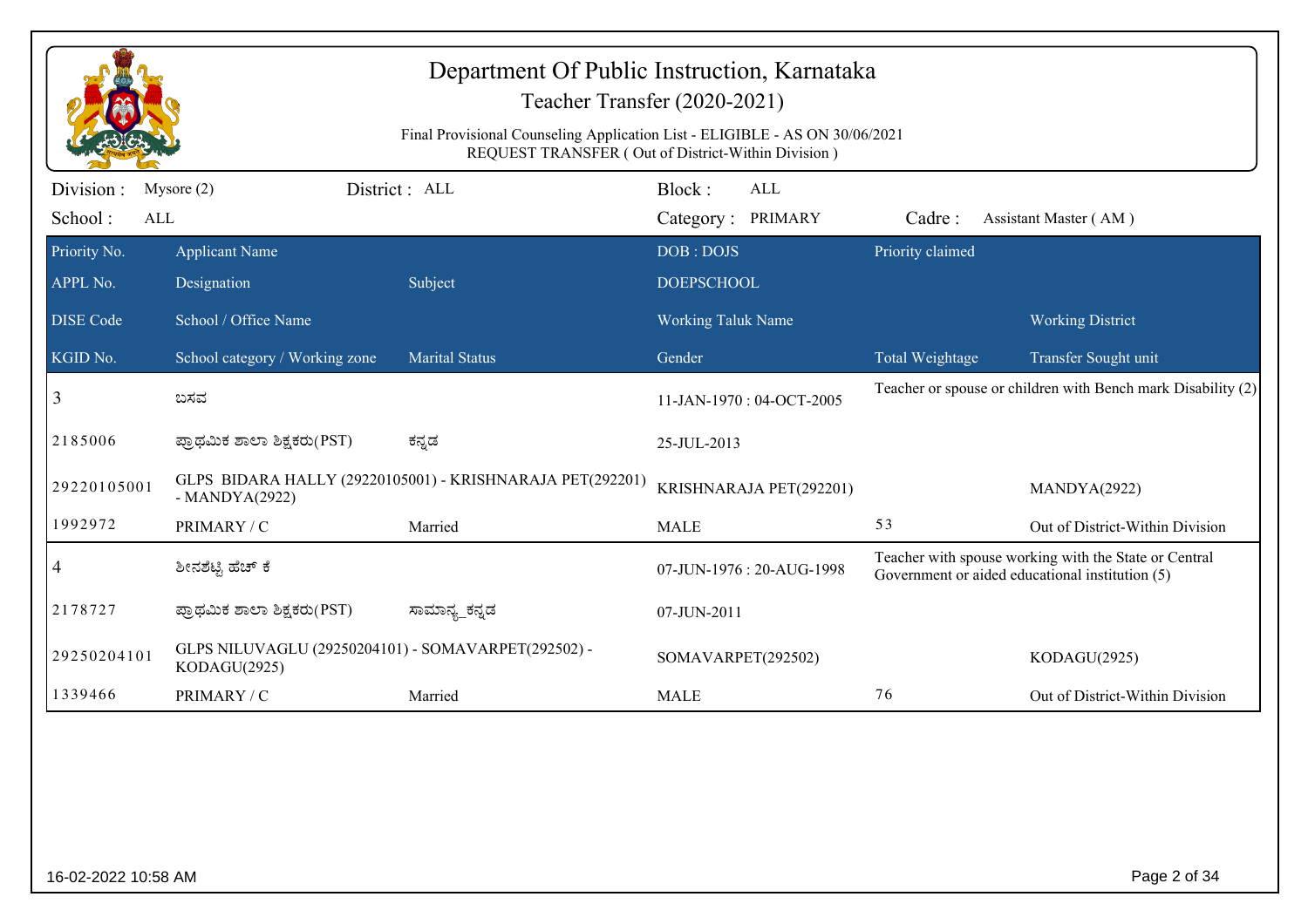# Department Of Public Instruction, Karnataka

## Teacher Transfer (2020-2021)

Final Provisional Counseling Application List - ELIGIBLE - AS ON 30/06/2021

REQUEST TRANSFER ( Out of District-Within Division )

Division : Mysore (2) District : ALL Block : ALL

School : ALL Category : PRIMARY Cadre : Assistant Master ( AM )

| Priority No. / APPL No. / DISE Code / KGID No. | Applicant Name / Designation / School / Office Name / School category / Working zone | Subject / Marital Status | DOB : DOJS / DOEPSCHOOL / Working Taluk Name / Gender | Priority claimed / Total Weightage | Working District / Transfer Sought unit |
|---|---|---|---|---|---|
| 3 | ಬಸವ | | 11-JAN-1970 : 04-OCT-2005 | Teacher or spouse or children with Bench mark Disability (2) | |
| 2185006 | ಪ್ರಾಥಮಿಕ ಶಾಲಾ ಶಿಕ್ಷಕರು(PST) | ಕನ್ನಡ | 25-JUL-2013 | | |
| 29220105001 | GLPS BIDARA HALLY (29220105001) - KRISHNARAJA PET(292201) - MANDYA(2922) | | KRISHNARAJA PET(292201) | | MANDYA(2922) |
| 1992972 | PRIMARY / C | Married | MALE | 53 | Out of District-Within Division |
| 4 | ಶೀನಶೆಟ್ಟಿ ಹೆಚ್ ಕೆ | | 07-JUN-1976 : 20-AUG-1998 | Teacher with spouse working with the State or Central Government or aided educational institution (5) | |
| 2178727 | ಪ್ರಾಥಮಿಕ ಶಾಲಾ ಶಿಕ್ಷಕರು(PST) | ಸಾಮಾನ್ಯ_ಕನ್ನಡ | 07-JUN-2011 | | |
| 29250204101 | GLPS NILUVAGLU (29250204101) - SOMAVARPET(292502) - KODAGU(2925) | | SOMAVARPET(292502) | | KODAGU(2925) |
| 1339466 | PRIMARY / C | Married | MALE | 76 | Out of District-Within Division |

16-02-2022 10:58 AM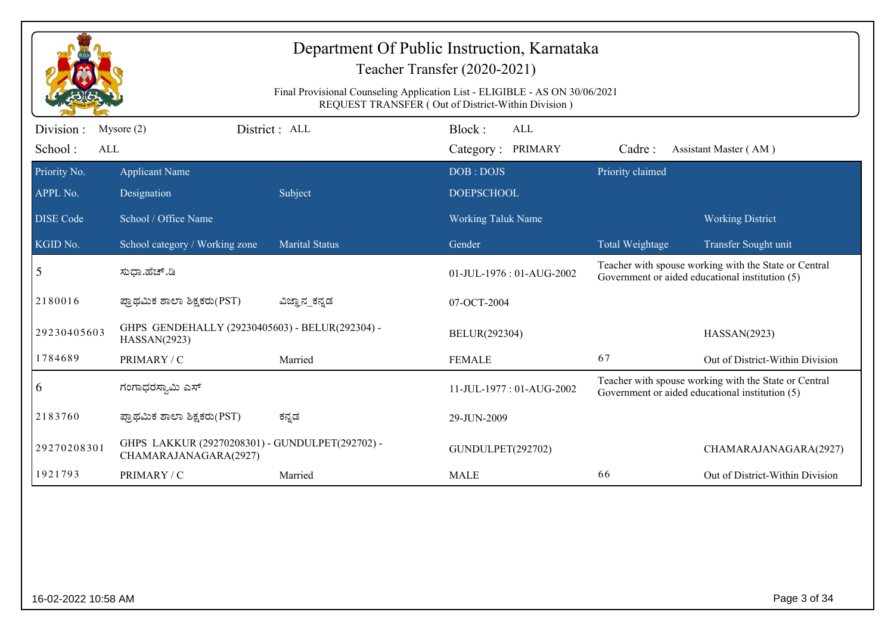# Department Of Public Instruction, Karnataka

## Teacher Transfer (2020-2021)

Final Provisional Counseling Application List - ELIGIBLE - AS ON 30/06/2021
REQUEST TRANSFER ( Out of District-Within Division )

Division : Mysore (2) District : ALL Block : ALL

School : ALL Category : PRIMARY Cadre : Assistant Master ( AM )

| Priority No. / APPL No. / DISE Code / KGID No. | Applicant Name / Designation / School / Office Name / School category / Working zone | Subject / Marital Status | DOB : DOJS / DOEPSCHOOL / Working Taluk Name / Gender | Priority claimed / Total Weightage | Working District / Transfer Sought unit |
|---|---|---|---|---|---|
| 5 | ಸುಧಾ.ಹೆಚ್.ಡಿ | | 01-JUL-1976 : 01-AUG-2002 | Teacher with spouse working with the State or Central Government or aided educational institution (5) | |
| 2180016 | ಪ್ರಾಥಮಿಕ ಶಾಲಾ ಶಿಕ್ಷಕರು(PST) | ವಿಜ್ಞಾನ_ಕನ್ನಡ | 07-OCT-2004 | | |
| 29230405603 | GHPS GENDEHALLY (29230405603) - BELUR(292304) - HASSAN(2923) | | BELUR(292304) | | HASSAN(2923) |
| 1784689 | PRIMARY / C | Married | FEMALE | 67 | Out of District-Within Division |
| 6 | ಗಂಗಾಧರಸ್ವಾಮಿ ಎಸ್ | | 11-JUL-1977 : 01-AUG-2002 | Teacher with spouse working with the State or Central Government or aided educational institution (5) | |
| 2183760 | ಪ್ರಾಥಮಿಕ ಶಾಲಾ ಶಿಕ್ಷಕರು(PST) | ಕನ್ನಡ | 29-JUN-2009 | | |
| 29270208301 | GHPS LAKKUR (29270208301) - GUNDULPET(292702) - CHAMARAJANAGARA(2927) | | GUNDULPET(292702) | | CHAMARAJANAGARA(2927) |
| 1921793 | PRIMARY / C | Married | MALE | 66 | Out of District-Within Division |

16-02-2022 10:58 AM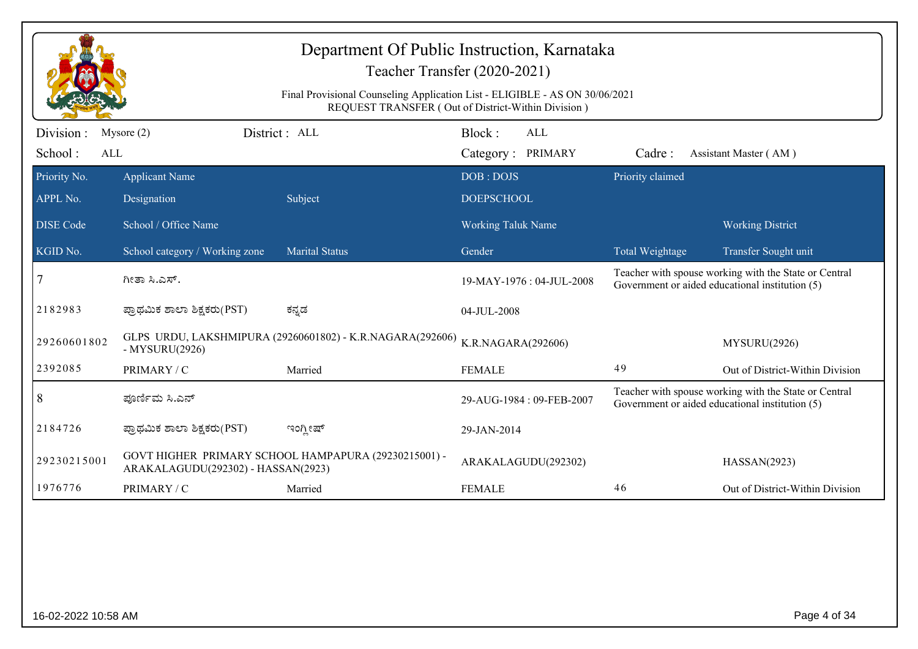# Department Of Public Instruction, Karnataka

## Teacher Transfer (2020-2021)

Final Provisional Counseling Application List - ELIGIBLE - AS ON 30/06/2021
REQUEST TRANSFER ( Out of District-Within Division )

Division : Mysore (2) District : ALL Block : ALL
School : ALL Category : PRIMARY Cadre : Assistant Master ( AM )

| Priority No. / APPL No. / DISE Code / KGID No. | Applicant Name / Designation / School / Office Name / School category / Working zone | Subject / Marital Status | DOB : DOJS / DOEPSCHOOL / Working Taluk Name / Gender | Priority claimed / Total Weightage | Working District / Transfer Sought unit |
|---|---|---|---|---|---|
| 7 | ಗೀತಾ ಸಿ.ಎಸ್. | | 19-MAY-1976 : 04-JUL-2008 | Teacher with spouse working with the State or Central Government or aided educational institution (5) | |
| 2182983 | ಪ್ರಾಥಮಿಕ ಶಾಲಾ ಶಿಕ್ಷಕರು(PST) | ಕನ್ನಡ | 04-JUL-2008 | | |
| 29260601802 | GLPS URDU, LAKSHMIPURA (29260601802) - K.R.NAGARA(292606) - MYSURU(2926) | | K.R.NAGARA(292606) | | MYSURU(2926) |
| 2392085 | PRIMARY / C | Married | FEMALE | 49 | Out of District-Within Division |
| 8 | ಪೂರ್ಣಿಮ ಸಿ.ಎನ್ | | 29-AUG-1984 : 09-FEB-2007 | Teacher with spouse working with the State or Central Government or aided educational institution (5) | |
| 2184726 | ಪ್ರಾಥಮಿಕ ಶಾಲಾ ಶಿಕ್ಷಕರು(PST) | ಇಂಗ್ಲೀಷ್ | 29-JAN-2014 | | |
| 29230215001 | GOVT HIGHER PRIMARY SCHOOL HAMPAPURA (29230215001) - ARAKALAGUDU(292302) - HASSAN(2923) | | ARAKALAGUDU(292302) | | HASSAN(2923) |
| 1976776 | PRIMARY / C | Married | FEMALE | 46 | Out of District-Within Division |

16-02-2022 10:58 AM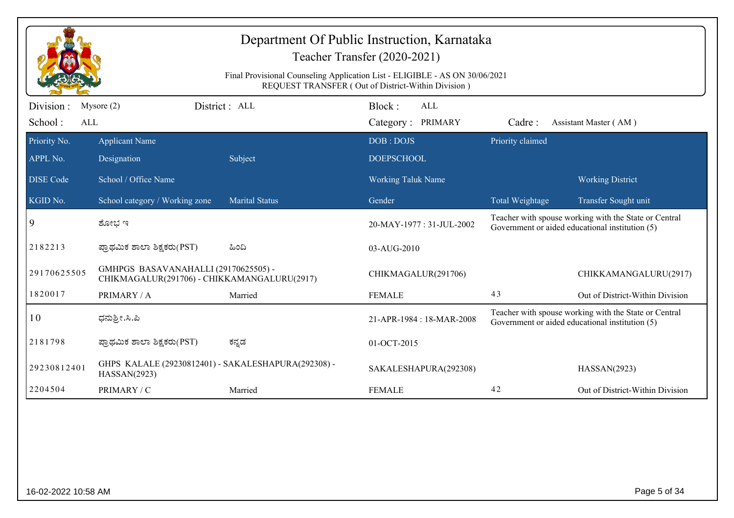# Department Of Public Instruction, Karnataka

## Teacher Transfer (2020-2021)

Final Provisional Counseling Application List - ELIGIBLE - AS ON 30/06/2021
REQUEST TRANSFER ( Out of District-Within Division )

Division : Mysore (2) District : ALL Block : ALL
School : ALL Category : PRIMARY Cadre : Assistant Master ( AM )

| Priority No. / APPL No. / DISE Code / KGID No. | Applicant Name / Designation / School / Office Name / School category / Working zone | Subject / Marital Status | DOB : DOJS / DOEPSCHOOL / Working Taluk Name / Gender | Priority claimed / Total Weightage | Working District / Transfer Sought unit |
|---|---|---|---|---|---|
| 9 | ಶೋಭ ಇ | | 20-MAY-1977 : 31-JUL-2002 | Teacher with spouse working with the State or Central Government or aided educational institution (5) | |
| 2182213 | ಪ್ರಾಥಮಿಕ ಶಾಲಾ ಶಿಕ್ಷಕರು(PST) | ಹಿಂದಿ | 03-AUG-2010 | | |
| 29170625505 | GMHPGS BASAVANAHALLI (29170625505) - CHIKMAGALUR(291706) - CHIKKAMANGALURU(2917) | | CHIKMAGALUR(291706) | | CHIKKAMANGALURU(2917) |
| 1820017 | PRIMARY / A | Married | FEMALE | 43 | Out of District-Within Division |
| 10 | ಧನುಶ್ರೀ.ಸಿ.ಪಿ | | 21-APR-1984 : 18-MAR-2008 | Teacher with spouse working with the State or Central Government or aided educational institution (5) | |
| 2181798 | ಪ್ರಾಥಮಿಕ ಶಾಲಾ ಶಿಕ್ಷಕರು(PST) | ಕನ್ನಡ | 01-OCT-2015 | | |
| 29230812401 | GHPS KALALE (29230812401) - SAKALESHAPURA(292308) - HASSAN(2923) | | SAKALESHAPURA(292308) | | HASSAN(2923) |
| 2204504 | PRIMARY / C | Married | FEMALE | 42 | Out of District-Within Division |

16-02-2022 10:58 AM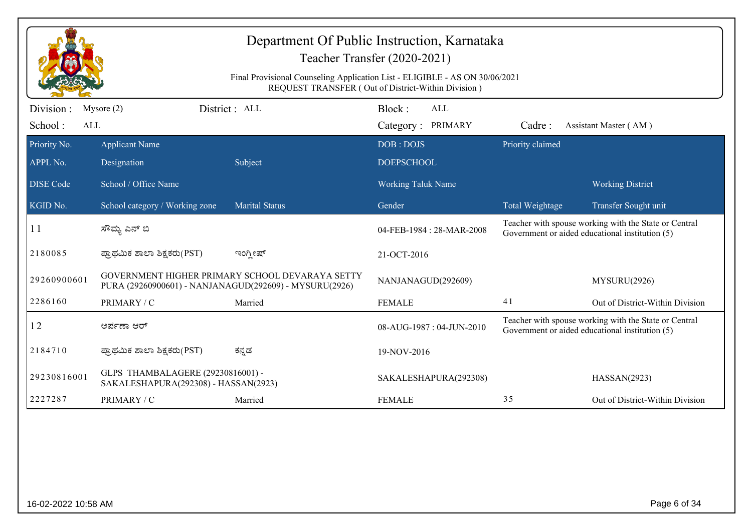# Department Of Public Instruction, Karnataka

Teacher Transfer (2020-2021)

Final Provisional Counseling Application List - ELIGIBLE - AS ON 30/06/2021
REQUEST TRANSFER ( Out of District-Within Division )

Division : Mysore (2) District : ALL Block : ALL

School : ALL Category : PRIMARY Cadre : Assistant Master ( AM )

| Priority No. / APPL No. / DISE Code / KGID No. | Applicant Name / Designation / School / Office Name / School category / Working zone | Subject / Marital Status | DOB : DOJS / DOEPSCHOOL / Working Taluk Name / Gender | Priority claimed / Total Weightage | Working District / Transfer Sought unit |
|---|---|---|---|---|---|
| 11 | ಸೌಮ್ಯ ಎನ್ ಬಿ | | 04-FEB-1984 : 28-MAR-2008 | Teacher with spouse working with the State or Central Government or aided educational institution (5) | |
| 2180085 | ಪ್ರಾಥಮಿಕ ಶಾಲಾ ಶಿಕ್ಷಕರು(PST) | ಇಂಗ್ಲೀಷ್ | 21-OCT-2016 | | |
| 29260900601 | GOVERNMENT HIGHER PRIMARY SCHOOL DEVARAYA SETTY PURA (29260900601) - NANJANAGUD(292609) - MYSURU(2926) | | NANJANAGUD(292609) | | MYSURU(2926) |
| 2286160 | PRIMARY / C | Married | FEMALE | 41 | Out of District-Within Division |
| 12 | ಅರ್ಪಣಾ ಆರ್ | | 08-AUG-1987 : 04-JUN-2010 | Teacher with spouse working with the State or Central Government or aided educational institution (5) | |
| 2184710 | ಪ್ರಾಥಮಿಕ ಶಾಲಾ ಶಿಕ್ಷಕರು(PST) | ಕನ್ನಡ | 19-NOV-2016 | | |
| 29230816001 | GLPS THAMBALAGERE (29230816001) - SAKALESHAPURA(292308) - HASSAN(2923) | | SAKALESHAPURA(292308) | | HASSAN(2923) |
| 2227287 | PRIMARY / C | Married | FEMALE | 35 | Out of District-Within Division |

16-02-2022 10:58 AM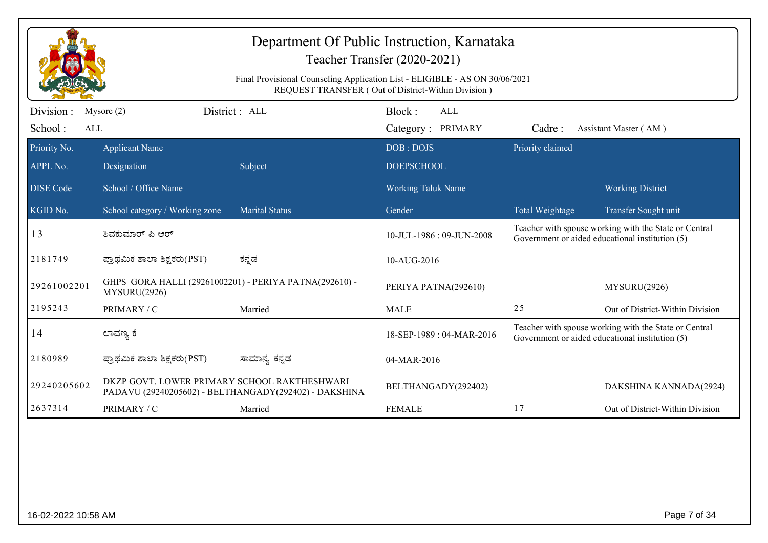# Department Of Public Instruction, Karnataka

## Teacher Transfer (2020-2021)

Final Provisional Counseling Application List - ELIGIBLE - AS ON 30/06/2021
REQUEST TRANSFER ( Out of District-Within Division )

| Division : | Mysore (2) | District : ALL | Block : ALL | |
|---|---|---|---|---|
| School : | ALL | | Category : PRIMARY | Cadre : Assistant Master ( AM ) |

| Priority No. / APPL No. / DISE Code / KGID No. | Applicant Name / Designation / School / Office Name / School category / Working zone | Subject / Marital Status | DOB : DOJS / DOEPSCHOOL / Working Taluk Name / Gender | Priority claimed / Total Weightage | Working District / Transfer Sought unit |
|---|---|---|---|---|---|
| 13 | ಶಿವಕುಮಾರ್ ಪಿ ಆರ್ | | 10-JUL-1986 : 09-JUN-2008 | Teacher with spouse working with the State or Central Government or aided educational institution (5) | |
| 2181749 | ಪ್ರಾಥಮಿಕ ಶಾಲಾ ಶಿಕ್ಷಕರು(PST) | ಕನ್ನಡ | 10-AUG-2016 | | |
| 29261002201 | GHPS GORA HALLI (29261002201) - PERIYA PATNA(292610) - MYSURU(2926) | | PERIYA PATNA(292610) | | MYSURU(2926) |
| 2195243 | PRIMARY / C | Married | MALE | 25 | Out of District-Within Division |
| 14 | ಲಾವಣ್ಯ ಕೆ | | 18-SEP-1989 : 04-MAR-2016 | Teacher with spouse working with the State or Central Government or aided educational institution (5) | |
| 2180989 | ಪ್ರಾಥಮಿಕ ಶಾಲಾ ಶಿಕ್ಷಕರು(PST) | ಸಾಮಾನ್ಯ_ಕನ್ನಡ | 04-MAR-2016 | | |
| 29240205602 | DKZP GOVT. LOWER PRIMARY SCHOOL RAKTHESHWARI PADAVU (29240205602) - BELTHANGADY(292402) - DAKSHINA | | BELTHANGADY(292402) | | DAKSHINA KANNADA(2924) |
| 2637314 | PRIMARY / C | Married | FEMALE | 17 | Out of District-Within Division |

16-02-2022 10:58 AM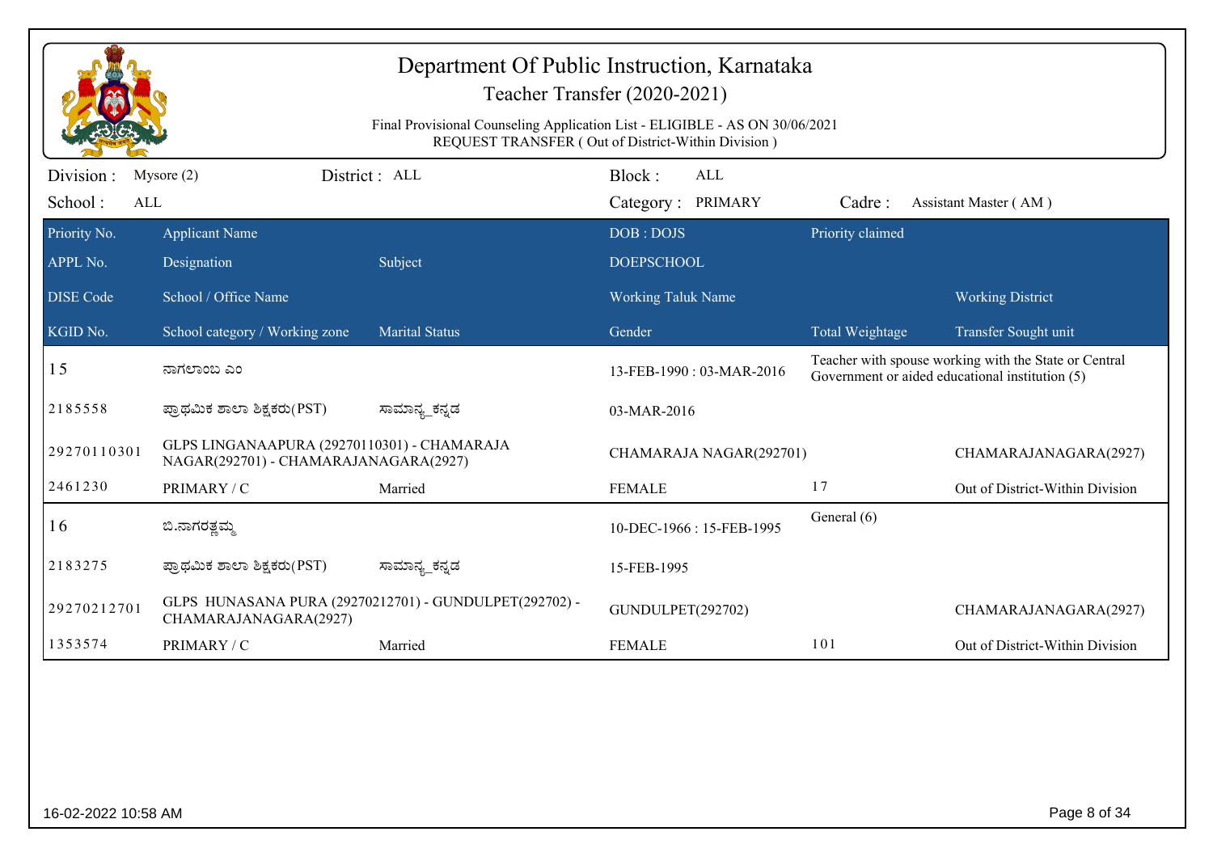# Department Of Public Instruction, Karnataka

## Teacher Transfer (2020-2021)

Final Provisional Counseling Application List - ELIGIBLE - AS ON 30/06/2021
REQUEST TRANSFER ( Out of District-Within Division )

Division : Mysore (2) District : ALL Block : ALL
School : ALL Category : PRIMARY Cadre : Assistant Master ( AM )

| Priority No. / APPL No. / DISE Code / KGID No. | Applicant Name / Designation / School / Office Name / School category / Working zone | Subject / Marital Status | DOB : DOJS / DOEPSCHOOL / Working Taluk Name / Gender | Priority claimed / Total Weightage | Working District / Transfer Sought unit |
|---|---|---|---|---|---|
| 15 | ನಾಗಲಾಂಬ ಎಂ | | 13-FEB-1990 : 03-MAR-2016 | Teacher with spouse working with the State or Central Government or aided educational institution (5) | |
| 2185558 | ಪ್ರಾಥಮಿಕ ಶಾಲಾ ಶಿಕ್ಷಕರು(PST) | ಸಾಮಾನ್ಯ_ಕನ್ನಡ | 03-MAR-2016 | | |
| 29270110301 | GLPS LINGANAAPURA (29270110301) - CHAMARAJA NAGAR(292701) - CHAMARAJANAGARA(2927) | | CHAMARAJA NAGAR(292701) | | CHAMARAJANAGARA(2927) |
| 2461230 | PRIMARY / C | Married | FEMALE | 17 | Out of District-Within Division |
| 16 | ಬಿ.ನಾಗರತ್ನಮ್ಮ | | 10-DEC-1966 : 15-FEB-1995 | General (6) | |
| 2183275 | ಪ್ರಾಥಮಿಕ ಶಾಲಾ ಶಿಕ್ಷಕರು(PST) | ಸಾಮಾನ್ಯ_ಕನ್ನಡ | 15-FEB-1995 | | |
| 29270212701 | GLPS HUNASANA PURA (29270212701) - GUNDULPET(292702) - CHAMARAJANAGARA(2927) | | GUNDULPET(292702) | | CHAMARAJANAGARA(2927) |
| 1353574 | PRIMARY / C | Married | FEMALE | 101 | Out of District-Within Division |

16-02-2022 10:58 AM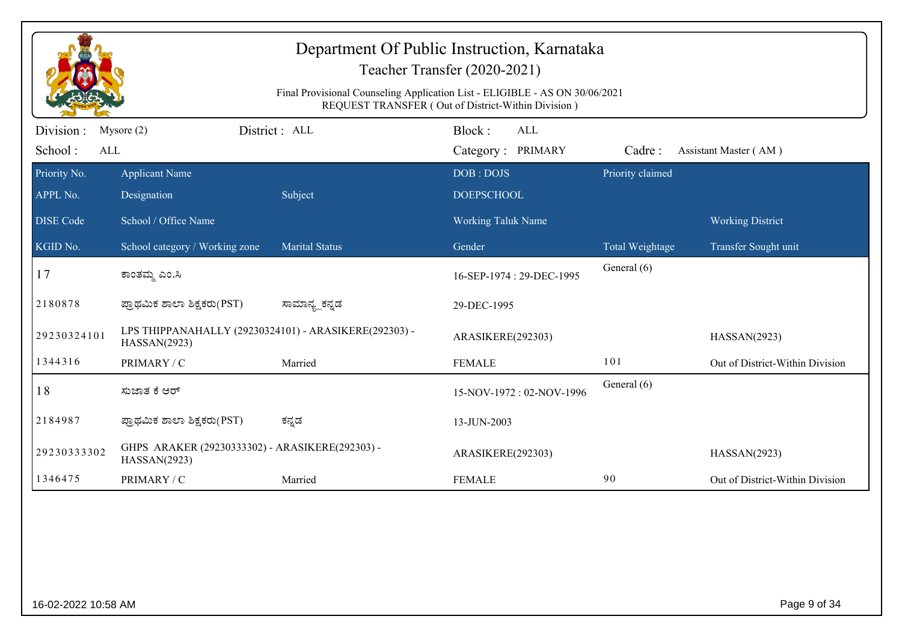# Department Of Public Instruction, Karnataka

Teacher Transfer (2020-2021)

Final Provisional Counseling Application List - ELIGIBLE - AS ON 30/06/2021
REQUEST TRANSFER ( Out of District-Within Division )

Division : Mysore (2) District : ALL Block : ALL
School : ALL Category : PRIMARY Cadre : Assistant Master ( AM )

| Priority No. / APPL No. / DISE Code / KGID No. | Applicant Name / Designation / School / Office Name / School category / Working zone | Subject / Marital Status | DOB : DOJS / DOEPSCHOOL / Working Taluk Name / Gender | Priority claimed / Total Weightage | Working District / Transfer Sought unit |
|---|---|---|---|---|---|
| 17 | ಕಾಂತಮ್ಮ ಎಂ.ಸಿ | | 16-SEP-1974 : 29-DEC-1995 | General (6) | |
| 2180878 | ಪ್ರಾಥಮಿಕ ಶಾಲಾ ಶಿಕ್ಷಕರು(PST) | ಸಾಮಾನ್ಯ_ಕನ್ನಡ | 29-DEC-1995 | | |
| 29230324101 | LPS THIPPANAHALLY (29230324101) - ARASIKERE(292303) - HASSAN(2923) | | ARASIKERE(292303) | | HASSAN(2923) |
| 1344316 | PRIMARY / C | Married | FEMALE | 101 | Out of District-Within Division |
| 18 | ಸುಜಾತ ಕೆ ಆರ್ | | 15-NOV-1972 : 02-NOV-1996 | General (6) | |
| 2184987 | ಪ್ರಾಥಮಿಕ ಶಾಲಾ ಶಿಕ್ಷಕರು(PST) | ಕನ್ನಡ | 13-JUN-2003 | | |
| 29230333302 | GHPS ARAKER (29230333302) - ARASIKERE(292303) - HASSAN(2923) | | ARASIKERE(292303) | | HASSAN(2923) |
| 1346475 | PRIMARY / C | Married | FEMALE | 90 | Out of District-Within Division |

16-02-2022 10:58 AM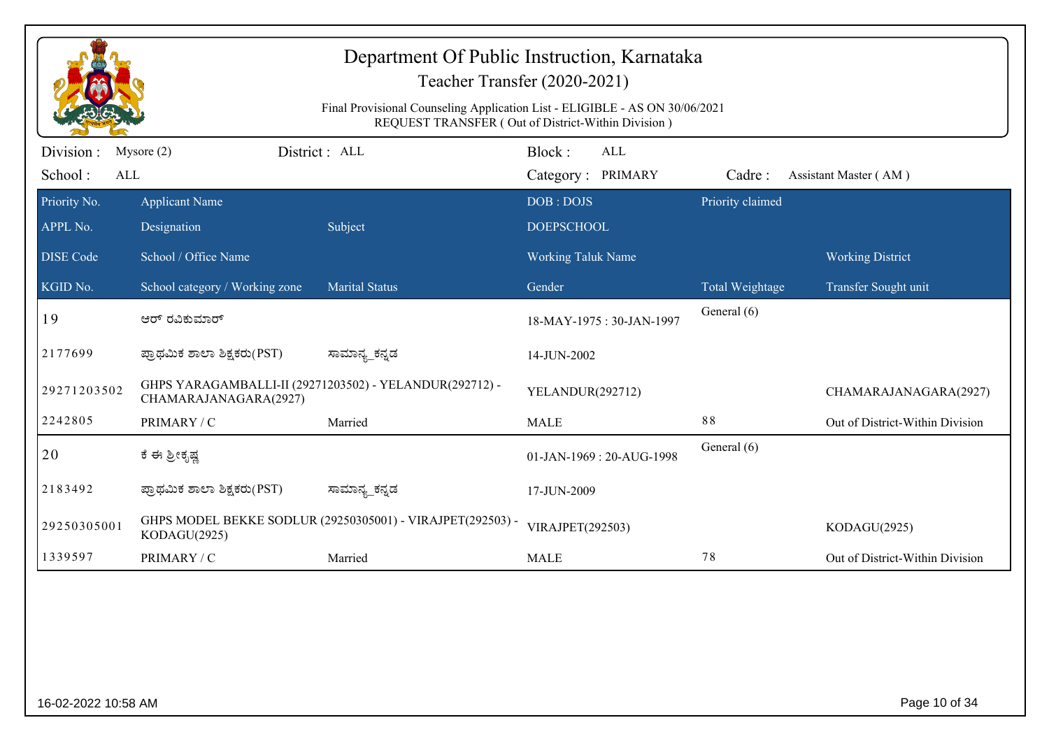# Department Of Public Instruction, Karnataka

## Teacher Transfer (2020-2021)

Final Provisional Counseling Application List - ELIGIBLE - AS ON 30/06/2021
REQUEST TRANSFER ( Out of District-Within Division )

Division : Mysore (2) District : ALL Block : ALL
School : ALL Category : PRIMARY Cadre : Assistant Master ( AM )

| Priority No. / APPL No. / DISE Code / KGID No. | Applicant Name / Designation / School / Office Name / School category / Working zone | Subject / Marital Status | DOB : DOJS / DOEPSCHOOL / Working Taluk Name / Gender | Priority claimed / Total Weightage | Working District / Transfer Sought unit |
|---|---|---|---|---|---|
| 19 | ಆರ್ ರವಿಕುಮಾರ್ | | 18-MAY-1975 : 30-JAN-1997 | General (6) | |
| 2177699 | ಪ್ರಾಥಮಿಕ ಶಾಲಾ ಶಿಕ್ಷಕರು(PST) | ಸಾಮಾನ್ಯ_ಕನ್ನಡ | 14-JUN-2002 | | |
| 29271203502 | GHPS YARAGAMBALLI-II (29271203502) - YELANDUR(292712) - CHAMARAJANAGARA(2927) | | YELANDUR(292712) | | CHAMARAJANAGARA(2927) |
| 2242805 | PRIMARY / C | Married | MALE | 88 | Out of District-Within Division |
| 20 | ಕೆ ಈ ಶ್ರೀಕೃಷ್ಣ | | 01-JAN-1969 : 20-AUG-1998 | General (6) | |
| 2183492 | ಪ್ರಾಥಮಿಕ ಶಾಲಾ ಶಿಕ್ಷಕರು(PST) | ಸಾಮಾನ್ಯ_ಕನ್ನಡ | 17-JUN-2009 | | |
| 29250305001 | GHPS MODEL BEKKE SODLUR (29250305001) - VIRAJPET(292503) - KODAGU(2925) | | VIRAJPET(292503) | | KODAGU(2925) |
| 1339597 | PRIMARY / C | Married | MALE | 78 | Out of District-Within Division |

16-02-2022 10:58 AM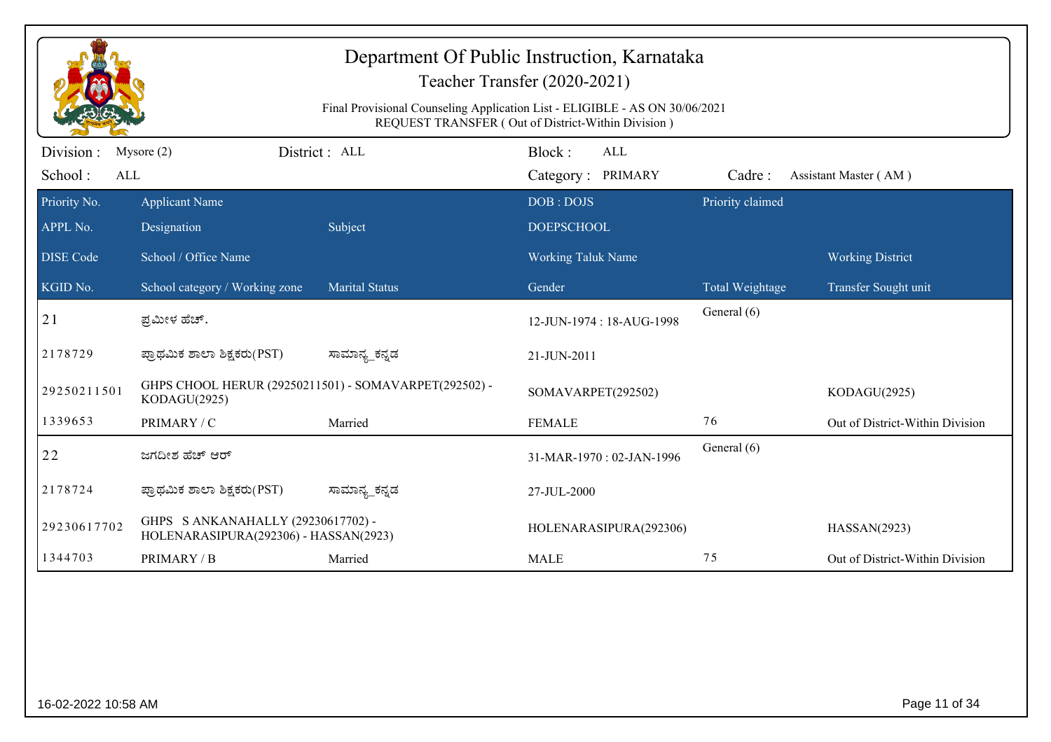# Department Of Public Instruction, Karnataka

## Teacher Transfer (2020-2021)

Final Provisional Counseling Application List - ELIGIBLE - AS ON 30/06/2021
REQUEST TRANSFER ( Out of District-Within Division )

Division : Mysore (2) District : ALL Block : ALL

School : ALL Category : PRIMARY Cadre : Assistant Master ( AM )

| Priority No. / APPL No. / DISE Code / KGID No. | Applicant Name / Designation / School / Office Name / School category / Working zone | Subject / Marital Status | DOB : DOJS / DOEPSCHOOL / Working Taluk Name / Gender | Priority claimed / Total Weightage | Working District / Transfer Sought unit |
|---|---|---|---|---|---|
| 21 | ಪ್ರಮೀಳ ಹೆಚ್. | | 12-JUN-1974 : 18-AUG-1998 | General (6) | |
| 2178729 | ಪ್ರಾಥಮಿಕ ಶಾಲಾ ಶಿಕ್ಷಕರು(PST) | ಸಾಮಾನ್ಯ_ಕನ್ನಡ | 21-JUN-2011 | | |
| 29250211501 | GHPS CHOOL HERUR (29250211501) - SOMAVARPET(292502) - KODAGU(2925) | | SOMAVARPET(292502) | | KODAGU(2925) |
| 1339653 | PRIMARY / C | Married | FEMALE | 76 | Out of District-Within Division |
| 22 | ಜಗದೀಶ ಹೆಚ್ ಆರ್ | | 31-MAR-1970 : 02-JAN-1996 | General (6) | |
| 2178724 | ಪ್ರಾಥಮಿಕ ಶಾಲಾ ಶಿಕ್ಷಕರು(PST) | ಸಾಮಾನ್ಯ_ಕನ್ನಡ | 27-JUL-2000 | | |
| 29230617702 | GHPS S ANKANAHALLY (29230617702) - HOLENARASIPURA(292306) - HASSAN(2923) | | HOLENARASIPURA(292306) | | HASSAN(2923) |
| 1344703 | PRIMARY / B | Married | MALE | 75 | Out of District-Within Division |

16-02-2022 10:58 AM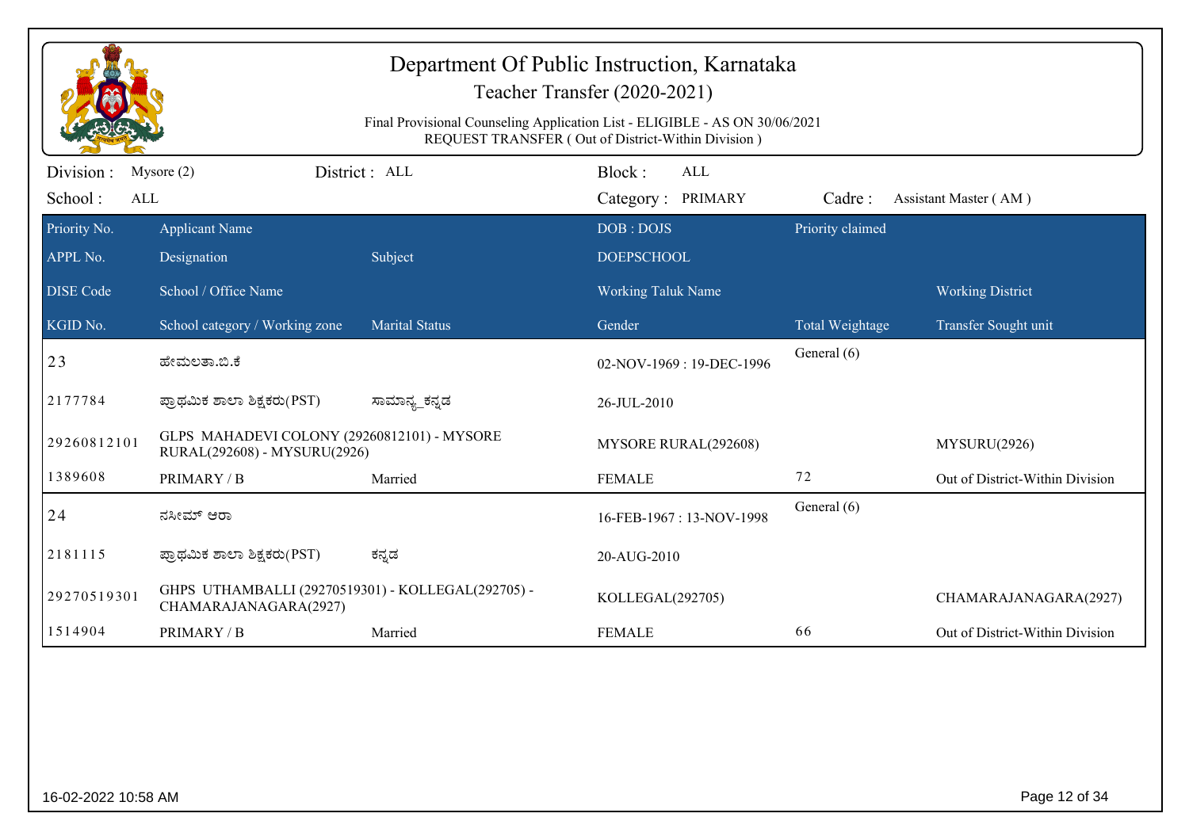# Department Of Public Instruction, Karnataka

## Teacher Transfer (2020-2021)

Final Provisional Counseling Application List - ELIGIBLE - AS ON 30/06/2021
REQUEST TRANSFER ( Out of District-Within Division )

Division : Mysore (2) District : ALL Block : ALL
School : ALL Category : PRIMARY Cadre : Assistant Master ( AM )

| Priority No. / APPL No. / DISE Code / KGID No. | Applicant Name / Designation / School / Office Name / School category / Working zone | Subject / Marital Status | DOB : DOJS / DOEPSCHOOL / Working Taluk Name / Gender | Priority claimed / Total Weightage | Working District / Transfer Sought unit |
|---|---|---|---|---|---|
| 23 | ಹೇಮಲತಾ.ಬಿ.ಕೆ | | 02-NOV-1969 : 19-DEC-1996 | General (6) | |
| 2177784 | ಪ್ರಾಥಮಿಕ ಶಾಲಾ ಶಿಕ್ಷಕರು(PST) | ಸಾಮಾನ್ಯ_ಕನ್ನಡ | 26-JUL-2010 | | |
| 29260812101 | GLPS MAHADEVI COLONY (29260812101) - MYSORE RURAL(292608) - MYSURU(2926) | | MYSORE RURAL(292608) | | MYSURU(2926) |
| 1389608 | PRIMARY / B | Married | FEMALE | 72 | Out of District-Within Division |
| 24 | ನಸೀಮ್ ಆರಾ | | 16-FEB-1967 : 13-NOV-1998 | General (6) | |
| 2181115 | ಪ್ರಾಥಮಿಕ ಶಾಲಾ ಶಿಕ್ಷಕರು(PST) | ಕನ್ನಡ | 20-AUG-2010 | | |
| 29270519301 | GHPS UTHAMBALLI (29270519301) - KOLLEGAL(292705) - CHAMARAJANAGARA(2927) | | KOLLEGAL(292705) | | CHAMARAJANAGARA(2927) |
| 1514904 | PRIMARY / B | Married | FEMALE | 66 | Out of District-Within Division |

16-02-2022 10:58 AM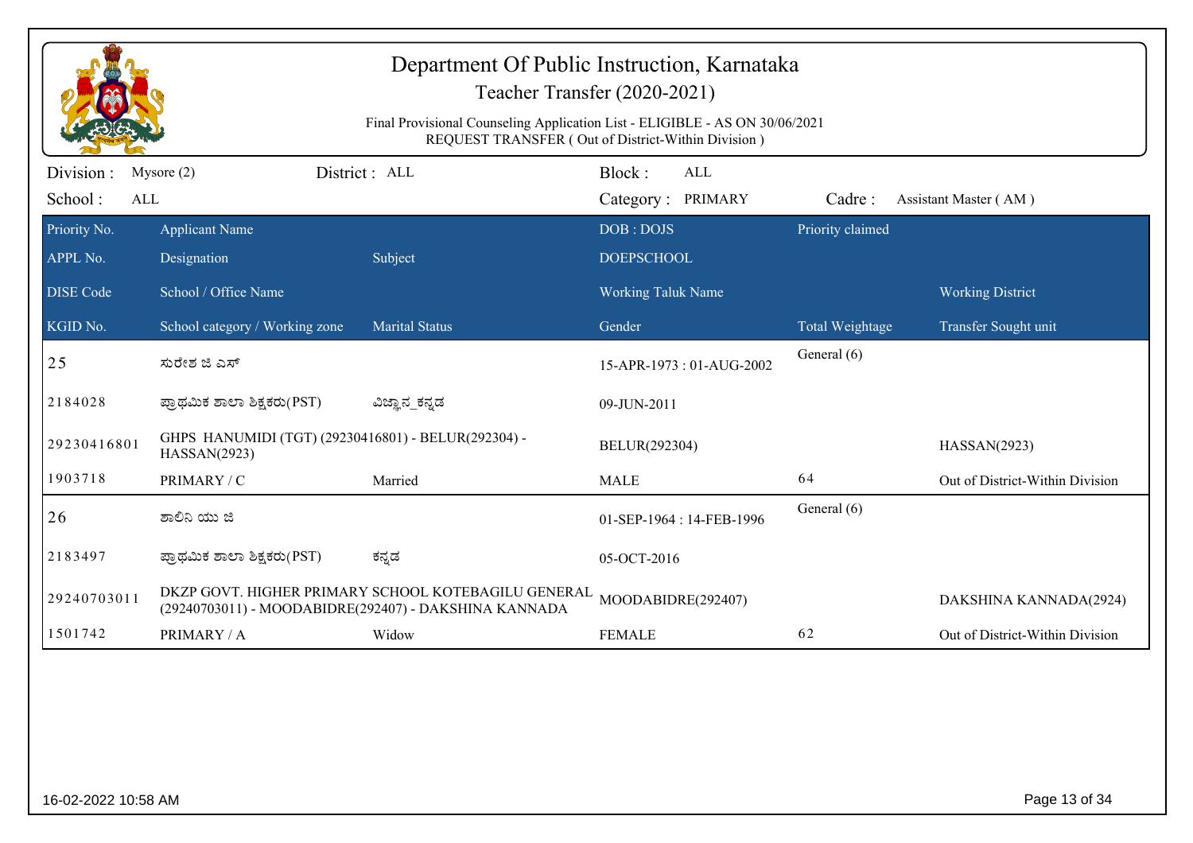# Department Of Public Instruction, Karnataka

## Teacher Transfer (2020-2021)

Final Provisional Counseling Application List - ELIGIBLE - AS ON 30/06/2021
REQUEST TRANSFER ( Out of District-Within Division )

Division : Mysore (2) District : ALL Block : ALL
School : ALL Category : PRIMARY Cadre : Assistant Master ( AM )

| Priority No. / APPL No. / DISE Code / KGID No. | Applicant Name / Designation / School / Office Name / School category / Working zone | Subject / Marital Status | DOB : DOJS / DOEPSCHOOL / Working Taluk Name / Gender | Priority claimed / Total Weightage | Working District / Transfer Sought unit |
|---|---|---|---|---|---|
| 25 | ಸುರೇಶ ಜಿ ಎಸ್ | | 15-APR-1973 : 01-AUG-2002 | General (6) | |
| 2184028 | ಪ್ರಾಥಮಿಕ ಶಾಲಾ ಶಿಕ್ಷಕರು(PST) | ವಿಜ್ಞಾನ_ಕನ್ನಡ | 09-JUN-2011 | | |
| 29230416801 | GHPS HANUMIDI (TGT) (29230416801) - BELUR(292304) - HASSAN(2923) | | BELUR(292304) | | HASSAN(2923) |
| 1903718 | PRIMARY / C | Married | MALE | 64 | Out of District-Within Division |
| 26 | ಶಾಲಿನಿ ಯು ಜಿ | | 01-SEP-1964 : 14-FEB-1996 | General (6) | |
| 2183497 | ಪ್ರಾಥಮಿಕ ಶಾಲಾ ಶಿಕ್ಷಕರು(PST) | ಕನ್ನಡ | 05-OCT-2016 | | |
| 29240703011 | DKZP GOVT. HIGHER PRIMARY SCHOOL KOTEBAGILU GENERAL (29240703011) - MOODABIDRE(292407) - DAKSHINA KANNADA | | MOODABIDRE(292407) | | DAKSHINA KANNADA(2924) |
| 1501742 | PRIMARY / A | Widow | FEMALE | 62 | Out of District-Within Division |

16-02-2022 10:58 AM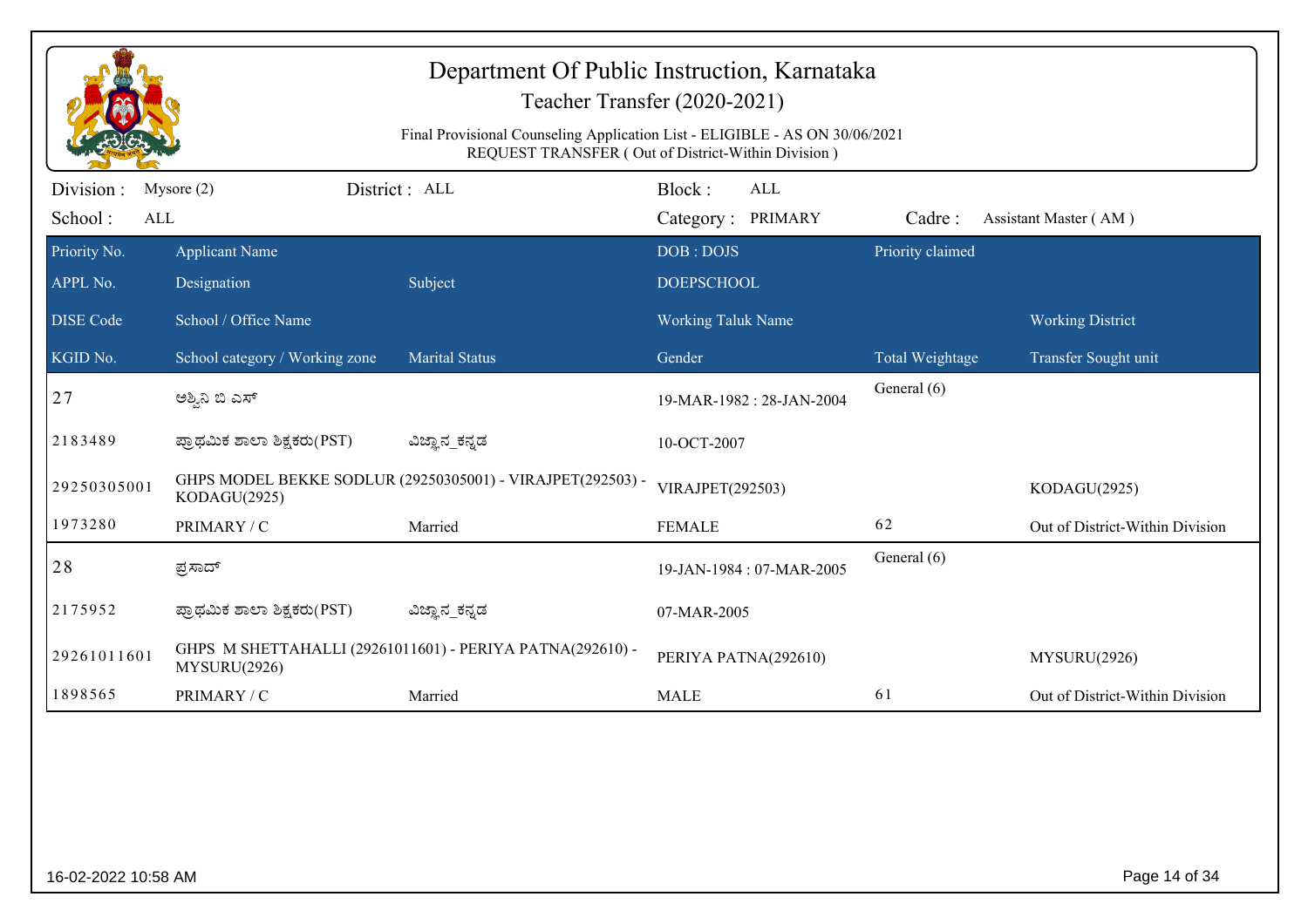# Department Of Public Instruction, Karnataka

## Teacher Transfer (2020-2021)

Final Provisional Counseling Application List - ELIGIBLE - AS ON 30/06/2021
REQUEST TRANSFER ( Out of District-Within Division )

Division : Mysore (2) District : ALL Block : ALL
School : ALL Category : PRIMARY Cadre : Assistant Master ( AM )

| Priority No. / APPL No. / DISE Code / KGID No. | Applicant Name / Designation / School / Office Name / School category / Working zone | Subject / Marital Status | DOB : DOJS / DOEPSCHOOL / Working Taluk Name / Gender | Priority claimed / Total Weightage | Working District / Transfer Sought unit |
|---|---|---|---|---|---|
| 27 | ಅಶ್ವಿನಿ ಬಿ ಎಸ್ | | 19-MAR-1982 : 28-JAN-2004 | General (6) | |
| 2183489 | ಪ್ರಾಥಮಿಕ ಶಾಲಾ ಶಿಕ್ಷಕರು(PST) | ವಿಜ್ಞಾನ_ಕನ್ನಡ | 10-OCT-2007 | | |
| 29250305001 | GHPS MODEL BEKKE SODLUR (29250305001) - VIRAJPET(292503) - KODAGU(2925) | | VIRAJPET(292503) | | KODAGU(2925) |
| 1973280 | PRIMARY / C | Married | FEMALE | 62 | Out of District-Within Division |
| 28 | ಪ್ರಸಾದ್ | | 19-JAN-1984 : 07-MAR-2005 | General (6) | |
| 2175952 | ಪ್ರಾಥಮಿಕ ಶಾಲಾ ಶಿಕ್ಷಕರು(PST) | ವಿಜ್ಞಾನ_ಕನ್ನಡ | 07-MAR-2005 | | |
| 29261011601 | GHPS M SHETTAHALLI (29261011601) - PERIYA PATNA(292610) - MYSURU(2926) | | PERIYA PATNA(292610) | | MYSURU(2926) |
| 1898565 | PRIMARY / C | Married | MALE | 61 | Out of District-Within Division |

16-02-2022 10:58 AM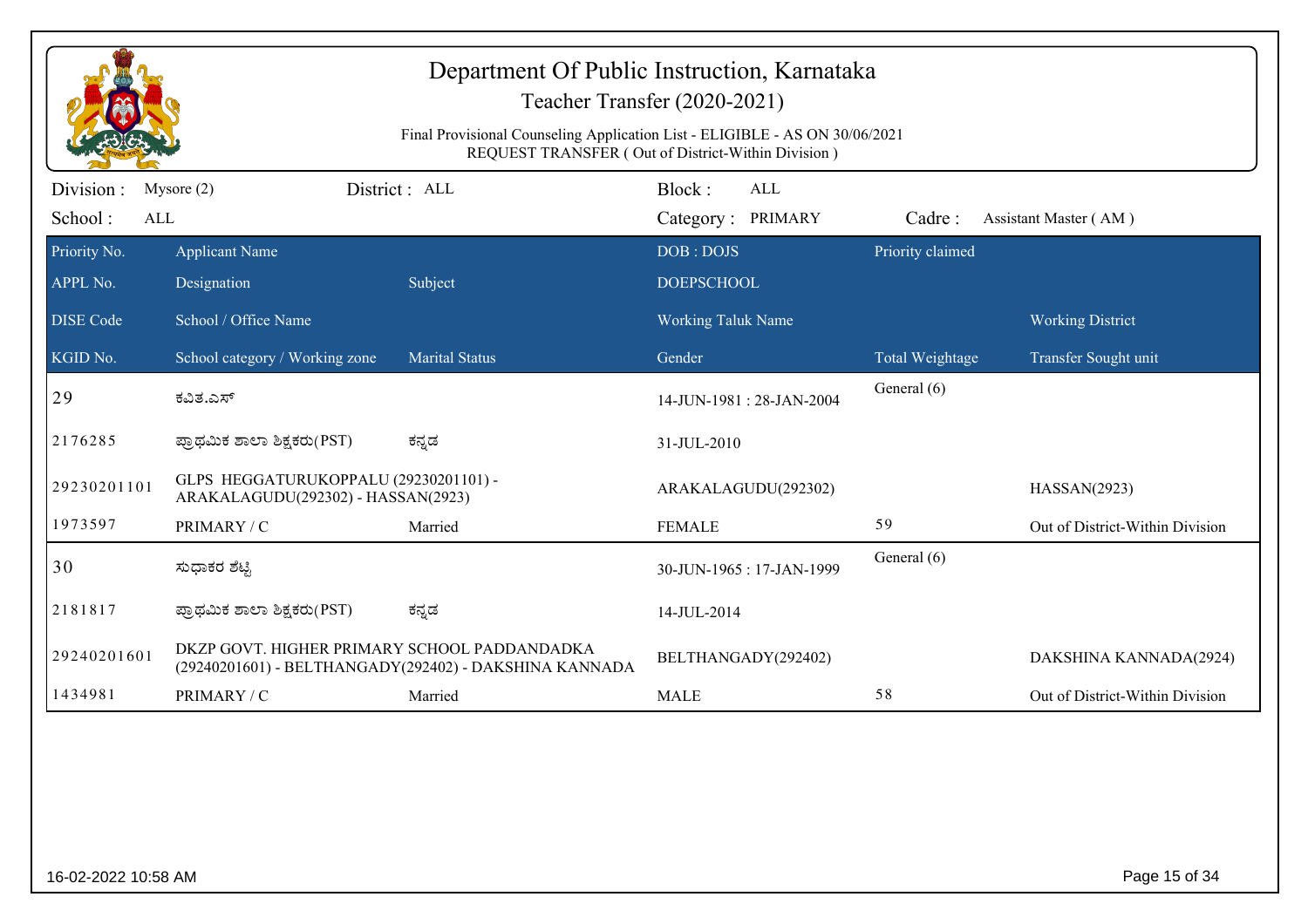# Department Of Public Instruction, Karnataka

## Teacher Transfer (2020-2021)

Final Provisional Counseling Application List - ELIGIBLE - AS ON 30/06/2021
REQUEST TRANSFER ( Out of District-Within Division )

Division : Mysore (2) District : ALL Block : ALL
School : ALL Category : PRIMARY Cadre : Assistant Master ( AM )

| Priority No. / APPL No. / DISE Code / KGID No. | Applicant Name / Designation / School / Office Name / School category / Working zone | Subject / Marital Status | DOB : DOJS / DOEPSCHOOL / Working Taluk Name / Gender | Priority claimed / Total Weightage | Working District / Transfer Sought unit |
|---|---|---|---|---|---|
| 29 | ಕವಿತ.ಎಸ್ | | 14-JUN-1981 : 28-JAN-2004 | General (6) | |
| 2176285 | ಪ್ರಾಥಮಿಕ ಶಾಲಾ ಶಿಕ್ಷಕರು(PST) | ಕನ್ನಡ | 31-JUL-2010 | | |
| 29230201101 | GLPS HEGGATURUKOPPALU (29230201101) - ARAKALAGUDU(292302) - HASSAN(2923) | | ARAKALAGUDU(292302) | | HASSAN(2923) |
| 1973597 | PRIMARY / C | Married | FEMALE | 59 | Out of District-Within Division |
| 30 | ಸುಧಾಕರ ಶೆಟ್ಟಿ | | 30-JUN-1965 : 17-JAN-1999 | General (6) | |
| 2181817 | ಪ್ರಾಥಮಿಕ ಶಾಲಾ ಶಿಕ್ಷಕರು(PST) | ಕನ್ನಡ | 14-JUL-2014 | | |
| 29240201601 | DKZP GOVT. HIGHER PRIMARY SCHOOL PADDANDADKA (29240201601) - BELTHANGADY(292402) - DAKSHINA KANNADA | | BELTHANGADY(292402) | | DAKSHINA KANNADA(2924) |
| 1434981 | PRIMARY / C | Married | MALE | 58 | Out of District-Within Division |

16-02-2022 10:58 AM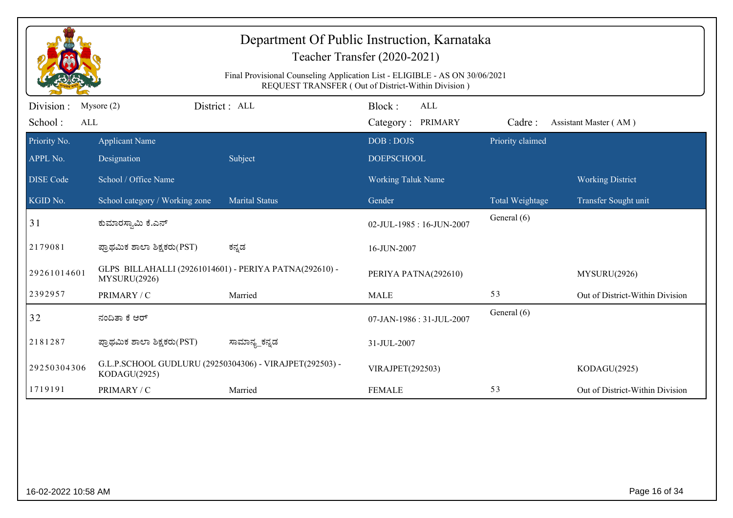# Department Of Public Instruction, Karnataka

## Teacher Transfer (2020-2021)

Final Provisional Counseling Application List - ELIGIBLE - AS ON 30/06/2021

REQUEST TRANSFER ( Out of District-Within Division )

Division : Mysore (2) District : ALL Block : ALL

School : ALL Category : PRIMARY Cadre : Assistant Master ( AM )

| Priority No. / APPL No. / DISE Code / KGID No. | Applicant Name / Designation / School / Office Name / School category / Working zone | Subject / Marital Status | DOB : DOJS / DOEPSCHOOL / Working Taluk Name / Gender | Priority claimed / Total Weightage | Working District / Transfer Sought unit |
|---|---|---|---|---|---|
| 31 | ಕುಮಾರಸ್ವಾಮಿ ಕೆ.ಎನ್ | | 02-JUL-1985 : 16-JUN-2007 | General (6) | |
| 2179081 | ಪ್ರಾಥಮಿಕ ಶಾಲಾ ಶಿಕ್ಷಕರು(PST) | ಕನ್ನಡ | 16-JUN-2007 | | |
| 29261014601 | GLPS BILLAHALLI (29261014601) - PERIYA PATNA(292610) - MYSURU(2926) | | PERIYA PATNA(292610) | | MYSURU(2926) |
| 2392957 | PRIMARY / C | Married | MALE | 53 | Out of District-Within Division |
| 32 | ನಂದಿತಾ ಕೆ ಆರ್ | | 07-JAN-1986 : 31-JUL-2007 | General (6) | |
| 2181287 | ಪ್ರಾಥಮಿಕ ಶಾಲಾ ಶಿಕ್ಷಕರು(PST) | ಸಾಮಾನ್ಯ_ಕನ್ನಡ | 31-JUL-2007 | | |
| 29250304306 | G.L.P.SCHOOL GUDLURU (29250304306) - VIRAJPET(292503) - KODAGU(2925) | | VIRAJPET(292503) | | KODAGU(2925) |
| 1719191 | PRIMARY / C | Married | FEMALE | 53 | Out of District-Within Division |

16-02-2022 10:58 AM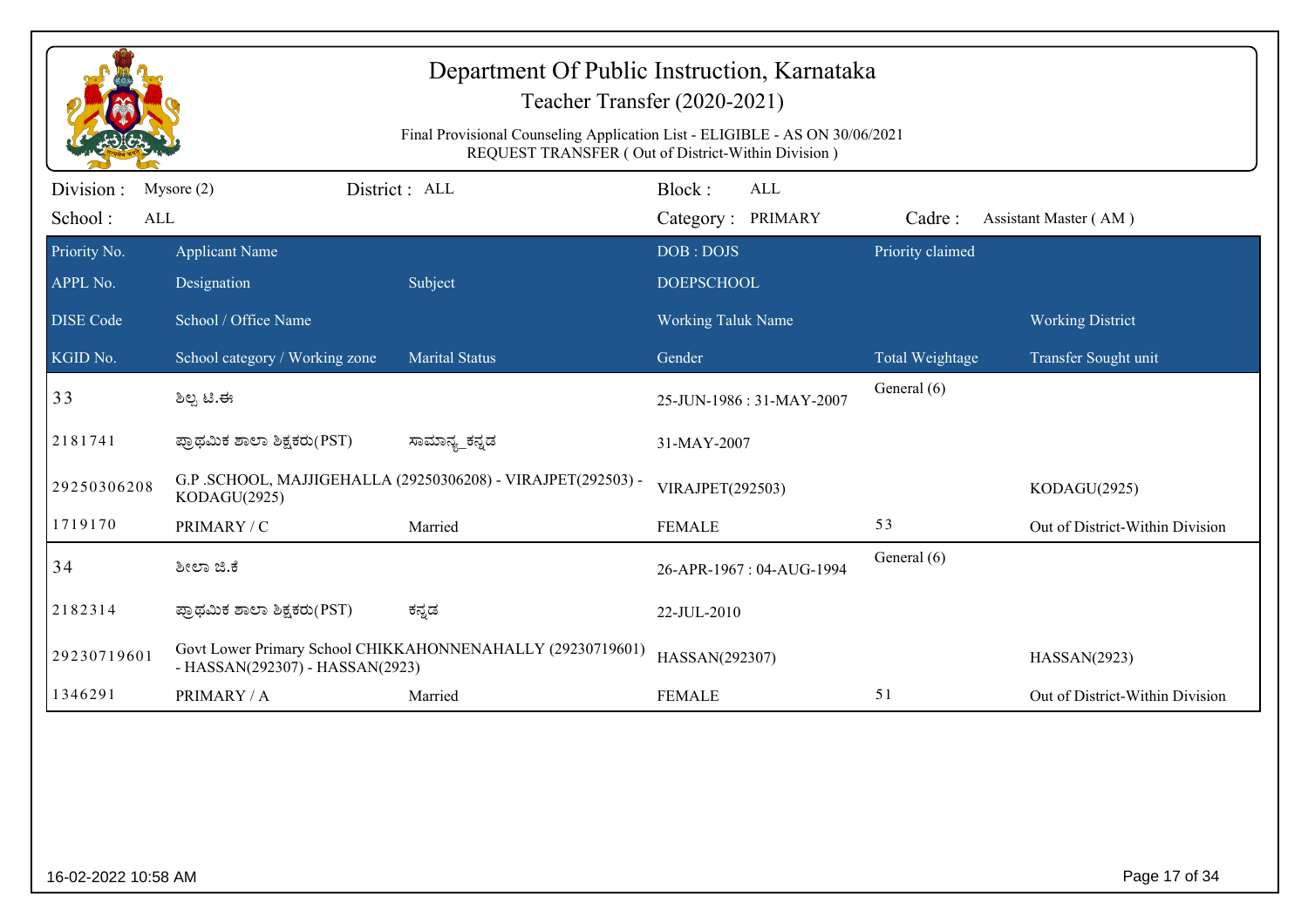# Department Of Public Instruction, Karnataka

## Teacher Transfer (2020-2021)

Final Provisional Counseling Application List - ELIGIBLE - AS ON 30/06/2021
REQUEST TRANSFER ( Out of District-Within Division )

Division : Mysore (2) District : ALL Block : ALL
School : ALL Category : PRIMARY Cadre : Assistant Master ( AM )

| Priority No. / APPL No. / DISE Code / KGID No. | Applicant Name / Designation / School / Office Name / School category / Working zone | Subject / Marital Status | DOB : DOJS / DOEPSCHOOL / Working Taluk Name / Gender | Priority claimed / Total Weightage | Working District / Transfer Sought unit |
|---|---|---|---|---|---|
| 33 | ಶಿಲ್ಪ ಟಿ.ಈ | | 25-JUN-1986 : 31-MAY-2007 | General (6) | |
| 2181741 | ಪ್ರಾಥಮಿಕ ಶಾಲಾ ಶಿಕ್ಷಕರು(PST) | ಸಾಮಾನ್ಯ_ಕನ್ನಡ | 31-MAY-2007 | | |
| 29250306208 | G.P .SCHOOL, MAJJIGEHALLA (29250306208) - VIRAJPET(292503) - KODAGU(2925) | | VIRAJPET(292503) | | KODAGU(2925) |
| 1719170 | PRIMARY / C | Married | FEMALE | 53 | Out of District-Within Division |
| 34 | ಶೀಲಾ ಜಿ.ಕೆ | | 26-APR-1967 : 04-AUG-1994 | General (6) | |
| 2182314 | ಪ್ರಾಥಮಿಕ ಶಾಲಾ ಶಿಕ್ಷಕರು(PST) | ಕನ್ನಡ | 22-JUL-2010 | | |
| 29230719601 | Govt Lower Primary School CHIKKAHONNENAHALLY (29230719601) - HASSAN(292307) - HASSAN(2923) | | HASSAN(292307) | | HASSAN(2923) |
| 1346291 | PRIMARY / A | Married | FEMALE | 51 | Out of District-Within Division |

16-02-2022 10:58 AM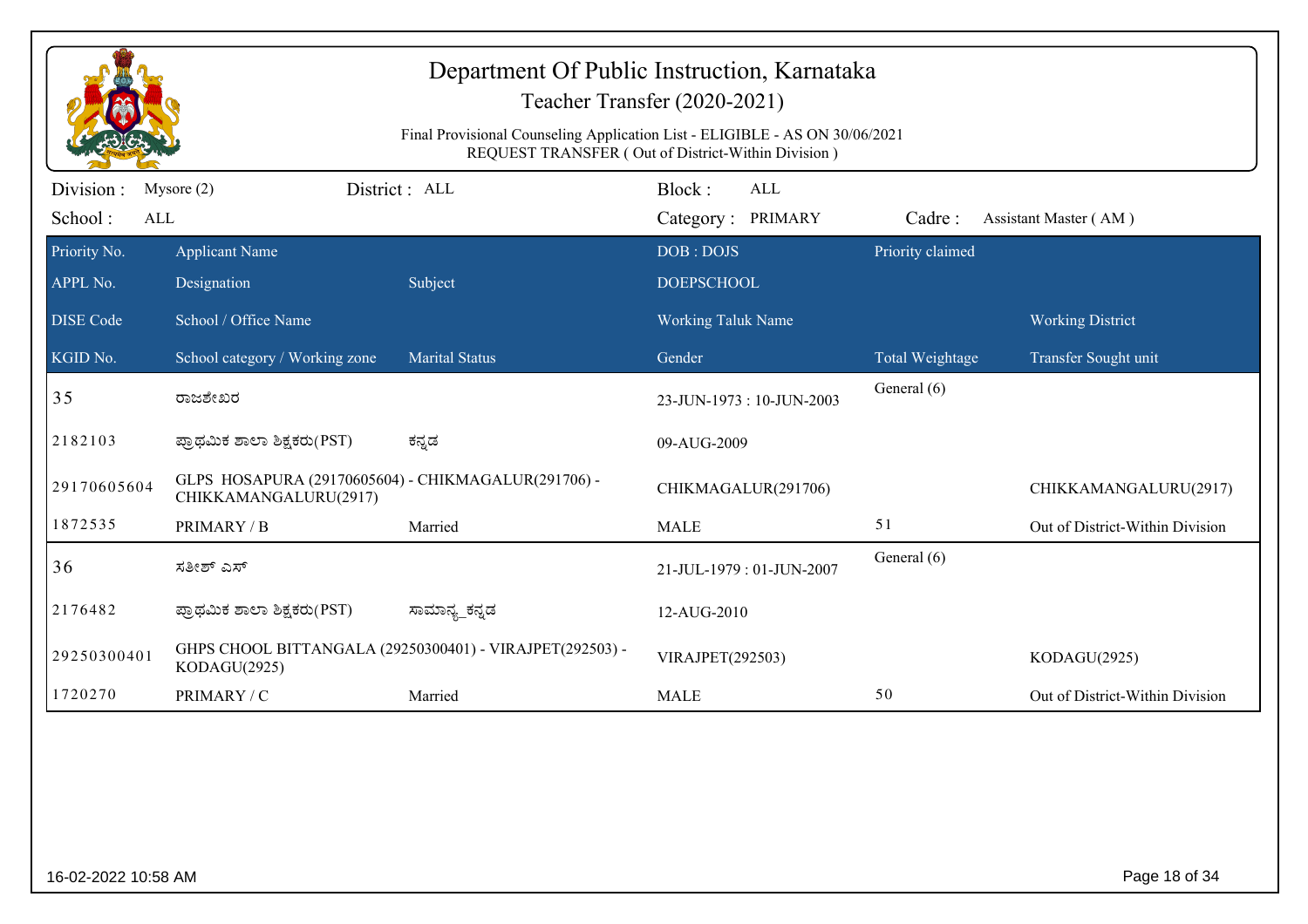# Department Of Public Instruction, Karnataka

Teacher Transfer (2020-2021)

Final Provisional Counseling Application List - ELIGIBLE - AS ON 30/06/2021

REQUEST TRANSFER ( Out of District-Within Division )

Division : Mysore (2) District : ALL Block : ALL

School : ALL Category : PRIMARY Cadre : Assistant Master ( AM )

| Priority No. / APPL No. / DISE Code / KGID No. | Applicant Name / Designation / School / Office Name / School category / Working zone | Subject / Marital Status | DOB : DOJS / DOEPSCHOOL / Working Taluk Name / Gender | Priority claimed / Total Weightage | Working District / Transfer Sought unit |
|---|---|---|---|---|---|
| 35 | ರಾಜಶೇಖರ | | 23-JUN-1973 : 10-JUN-2003 | General (6) | |
| 2182103 | ಪ್ರಾಥಮಿಕ ಶಾಲಾ ಶಿಕ್ಷಕರು(PST) | ಕನ್ನಡ | 09-AUG-2009 | | |
| 29170605604 | GLPS HOSAPURA (29170605604) - CHIKMAGALUR(291706) - CHIKKAMANGALURU(2917) | | CHIKMAGALUR(291706) | | CHIKKAMANGALURU(2917) |
| 1872535 | PRIMARY / B | Married | MALE | 51 | Out of District-Within Division |
| 36 | ಸತೀಶ್ ಎಸ್ | | 21-JUL-1979 : 01-JUN-2007 | General (6) | |
| 2176482 | ಪ್ರಾಥಮಿಕ ಶಾಲಾ ಶಿಕ್ಷಕರು(PST) | ಸಾಮಾನ್ಯ_ಕನ್ನಡ | 12-AUG-2010 | | |
| 29250300401 | GHPS CHOOL BITTANGALA (29250300401) - VIRAJPET(292503) - KODAGU(2925) | | VIRAJPET(292503) | | KODAGU(2925) |
| 1720270 | PRIMARY / C | Married | MALE | 50 | Out of District-Within Division |

16-02-2022 10:58 AM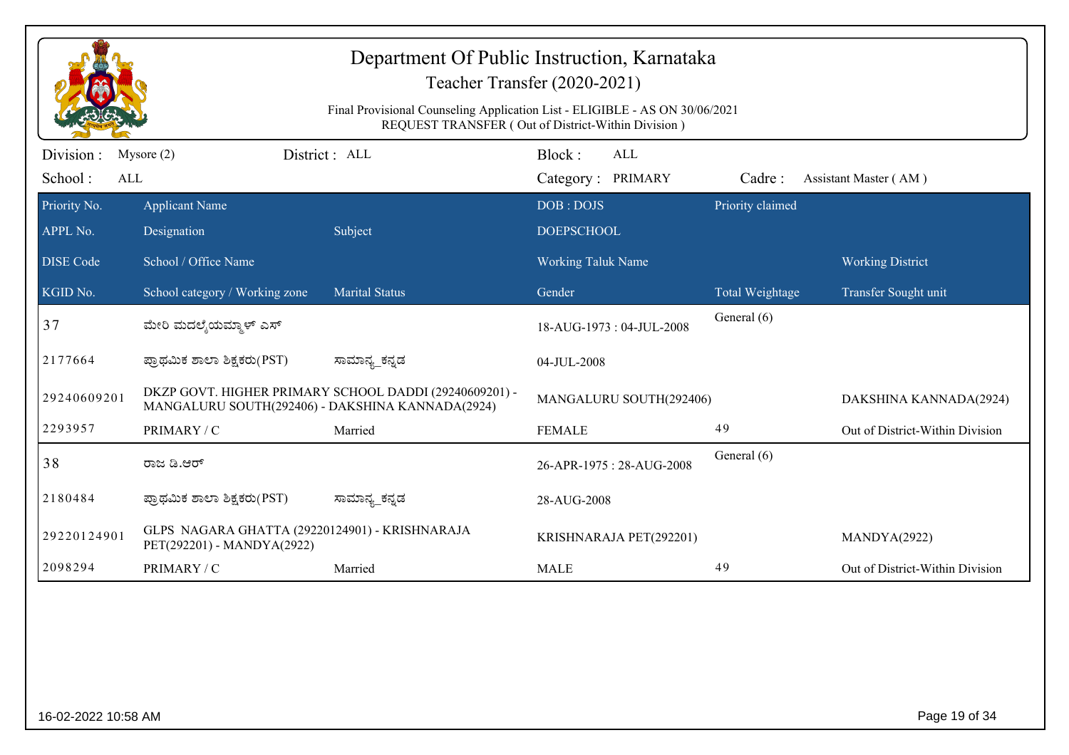# Department Of Public Instruction, Karnataka

## Teacher Transfer (2020-2021)

Final Provisional Counseling Application List - ELIGIBLE - AS ON 30/06/2021
REQUEST TRANSFER ( Out of District-Within Division )

Division : Mysore (2) | District : ALL | Block : ALL
School : ALL | Category : PRIMARY | Cadre : Assistant Master ( AM )

| Priority No. / APPL No. / DISE Code / KGID No. | Applicant Name / Designation / School / Office Name / School category / Working zone | Subject / Marital Status | DOB : DOJS / DOEPSCHOOL / Working Taluk Name / Gender | Priority claimed / Total Weightage | Working District / Transfer Sought unit |
|---|---|---|---|---|---|
| 37 | ಮೇರಿ ಮದಲೈಯಮ್ಮಾಳ್ ಎಸ್ | | 18-AUG-1973 : 04-JUL-2008 | General (6) | |
| 2177664 | ಪ್ರಾಥಮಿಕ ಶಾಲಾ ಶಿಕ್ಷಕರು(PST) | ಸಾಮಾನ್ಯ_ಕನ್ನಡ | 04-JUL-2008 | | |
| 29240609201 | DKZP GOVT. HIGHER PRIMARY SCHOOL DADDI (29240609201) - MANGALURU SOUTH(292406) - DAKSHINA KANNADA(2924) | | MANGALURU SOUTH(292406) | | DAKSHINA KANNADA(2924) |
| 2293957 | PRIMARY / C | Married | FEMALE | 49 | Out of District-Within Division |
| 38 | ರಾಜ ಡಿ.ಆರ್ | | 26-APR-1975 : 28-AUG-2008 | General (6) | |
| 2180484 | ಪ್ರಾಥಮಿಕ ಶಾಲಾ ಶಿಕ್ಷಕರು(PST) | ಸಾಮಾನ್ಯ_ಕನ್ನಡ | 28-AUG-2008 | | |
| 29220124901 | GLPS NAGARA GHATTA (29220124901) - KRISHNARAJA PET(292201) - MANDYA(2922) | | KRISHNARAJA PET(292201) | | MANDYA(2922) |
| 2098294 | PRIMARY / C | Married | MALE | 49 | Out of District-Within Division |

16-02-2022 10:58 AM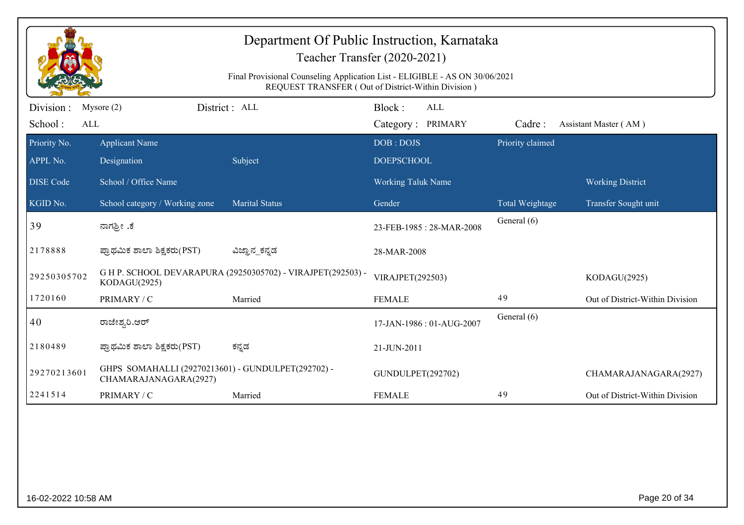# Department Of Public Instruction, Karnataka

## Teacher Transfer (2020-2021)

Final Provisional Counseling Application List - ELIGIBLE - AS ON 30/06/2021
REQUEST TRANSFER ( Out of District-Within Division )

Division : Mysore (2) District : ALL Block : ALL

School : ALL Category : PRIMARY Cadre : Assistant Master ( AM )

| Priority No. / APPL No. / DISE Code / KGID No. | Applicant Name / Designation / School / Office Name / School category / Working zone | Subject / Marital Status | DOB : DOJS / DOEPSCHOOL / Working Taluk Name / Gender | Priority claimed / Total Weightage | Working District / Transfer Sought unit |
|---|---|---|---|---|---|
| 39 | ನಾಗಶ್ರೀ .ಕೆ | | 23-FEB-1985 : 28-MAR-2008 | General (6) | |
| 2178888 | ಪ್ರಾಥಮಿಕ ಶಾಲಾ ಶಿಕ್ಷಕರು(PST) | ವಿಜ್ಞಾನ_ಕನ್ನಡ | 28-MAR-2008 | | |
| 29250305702 | G H P. SCHOOL DEVARAPURA (29250305702) - VIRAJPET(292503) - KODAGU(2925) | | VIRAJPET(292503) | | KODAGU(2925) |
| 1720160 | PRIMARY / C | Married | FEMALE | 49 | Out of District-Within Division |
| 40 | ರಾಜೇಶ್ವರಿ.ಆರ್ | | 17-JAN-1986 : 01-AUG-2007 | General (6) | |
| 2180489 | ಪ್ರಾಥಮಿಕ ಶಾಲಾ ಶಿಕ್ಷಕರು(PST) | ಕನ್ನಡ | 21-JUN-2011 | | |
| 29270213601 | GHPS SOMAHALLI (29270213601) - GUNDULPET(292702) - CHAMARAJANAGARA(2927) | | GUNDULPET(292702) | | CHAMARAJANAGARA(2927) |
| 2241514 | PRIMARY / C | Married | FEMALE | 49 | Out of District-Within Division |

16-02-2022 10:58 AM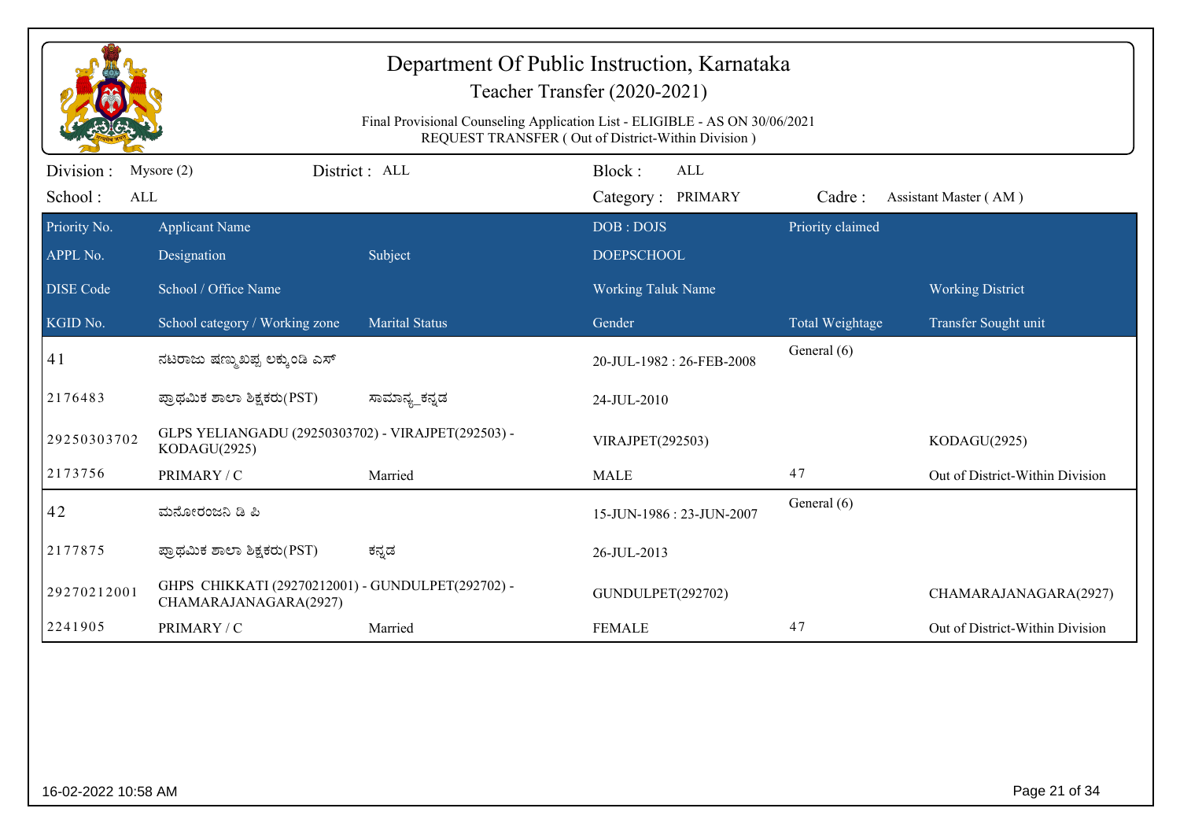# Department Of Public Instruction, Karnataka

## Teacher Transfer (2020-2021)

Final Provisional Counseling Application List - ELIGIBLE - AS ON 30/06/2021
REQUEST TRANSFER ( Out of District-Within Division )

Division : Mysore (2) District : ALL Block : ALL
School : ALL Category : PRIMARY Cadre : Assistant Master ( AM )

| Priority No. / APPL No. / DISE Code / KGID No. | Applicant Name / Designation / School / Office Name / School category / Working zone | Subject / Marital Status | DOB : DOJS / DOEPSCHOOL / Working Taluk Name / Gender | Priority claimed / Total Weightage | Working District / Transfer Sought unit |
|---|---|---|---|---|---|
| 41 | ನಟರಾಜು ಷಣ್ಮುಖಪ್ಪ ಲಕ್ಕುಂಡಿ ಎಸ್ | | 20-JUL-1982 : 26-FEB-2008 | General (6) | |
| 2176483 | ಪ್ರಾಥಮಿಕ ಶಾಲಾ ಶಿಕ್ಷಕರು(PST) | ಸಾಮಾನ್ಯ_ಕನ್ನಡ | 24-JUL-2010 | | |
| 29250303702 | GLPS YELIANGADU (29250303702) - VIRAJPET(292503) - KODAGU(2925) | | VIRAJPET(292503) | | KODAGU(2925) |
| 2173756 | PRIMARY / C | Married | MALE | 47 | Out of District-Within Division |
| 42 | ಮನೋರಂಜನಿ ಡಿ ಪಿ | | 15-JUN-1986 : 23-JUN-2007 | General (6) | |
| 2177875 | ಪ್ರಾಥಮಿಕ ಶಾಲಾ ಶಿಕ್ಷಕರು(PST) | ಕನ್ನಡ | 26-JUL-2013 | | |
| 29270212001 | GHPS CHIKKATI (29270212001) - GUNDULPET(292702) - CHAMARAJANAGARA(2927) | | GUNDULPET(292702) | | CHAMARAJANAGARA(2927) |
| 2241905 | PRIMARY / C | Married | FEMALE | 47 | Out of District-Within Division |

16-02-2022 10:58 AM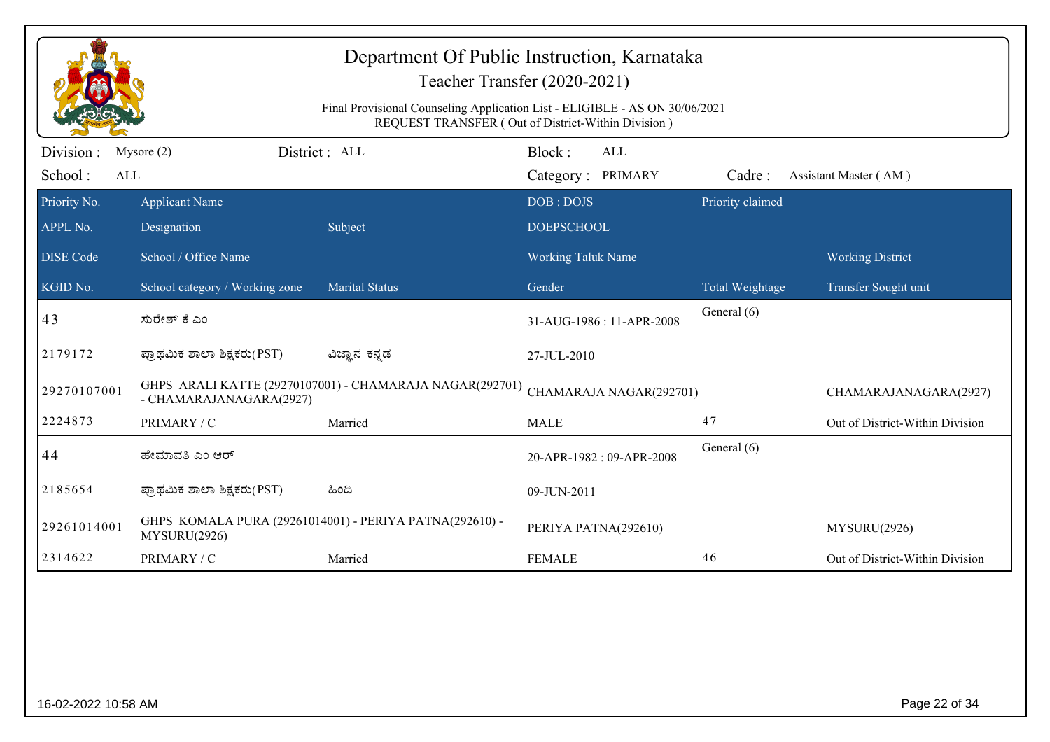# Department Of Public Instruction, Karnataka

## Teacher Transfer (2020-2021)

Final Provisional Counseling Application List - ELIGIBLE - AS ON 30/06/2021
REQUEST TRANSFER ( Out of District-Within Division )

Division : Mysore (2) District : ALL Block : ALL

School : ALL Category : PRIMARY Cadre : Assistant Master ( AM )

| Priority No. / APPL No. / DISE Code / KGID No. | Applicant Name / Designation / School / Office Name / School category / Working zone | Subject / Marital Status | DOB : DOJS / DOEPSCHOOL / Working Taluk Name / Gender | Priority claimed / Total Weightage | Working District / Transfer Sought unit |
|---|---|---|---|---|---|
| 43 | ಸುರೇಶ್ ಕೆ ಎಂ | | 31-AUG-1986 : 11-APR-2008 | General (6) | |
| 2179172 | ಪ್ರಾಥಮಿಕ ಶಾಲಾ ಶಿಕ್ಷಕರು(PST) | ವಿಜ್ಞಾನ_ಕನ್ನಡ | 27-JUL-2010 | | |
| 29270107001 | GHPS ARALI KATTE (29270107001) - CHAMARAJA NAGAR(292701) - CHAMARAJANAGARA(2927) | | CHAMARAJA NAGAR(292701) | | CHAMARAJANAGARA(2927) |
| 2224873 | PRIMARY / C | Married | MALE | 47 | Out of District-Within Division |
| 44 | ಹೇಮಾವತಿ ಎಂ ಆರ್ | | 20-APR-1982 : 09-APR-2008 | General (6) | |
| 2185654 | ಪ್ರಾಥಮಿಕ ಶಾಲಾ ಶಿಕ್ಷಕರು(PST) | ಹಿಂದಿ | 09-JUN-2011 | | |
| 29261014001 | GHPS KOMALA PURA (29261014001) - PERIYA PATNA(292610) - MYSURU(2926) | | PERIYA PATNA(292610) | | MYSURU(2926) |
| 2314622 | PRIMARY / C | Married | FEMALE | 46 | Out of District-Within Division |

16-02-2022 10:58 AM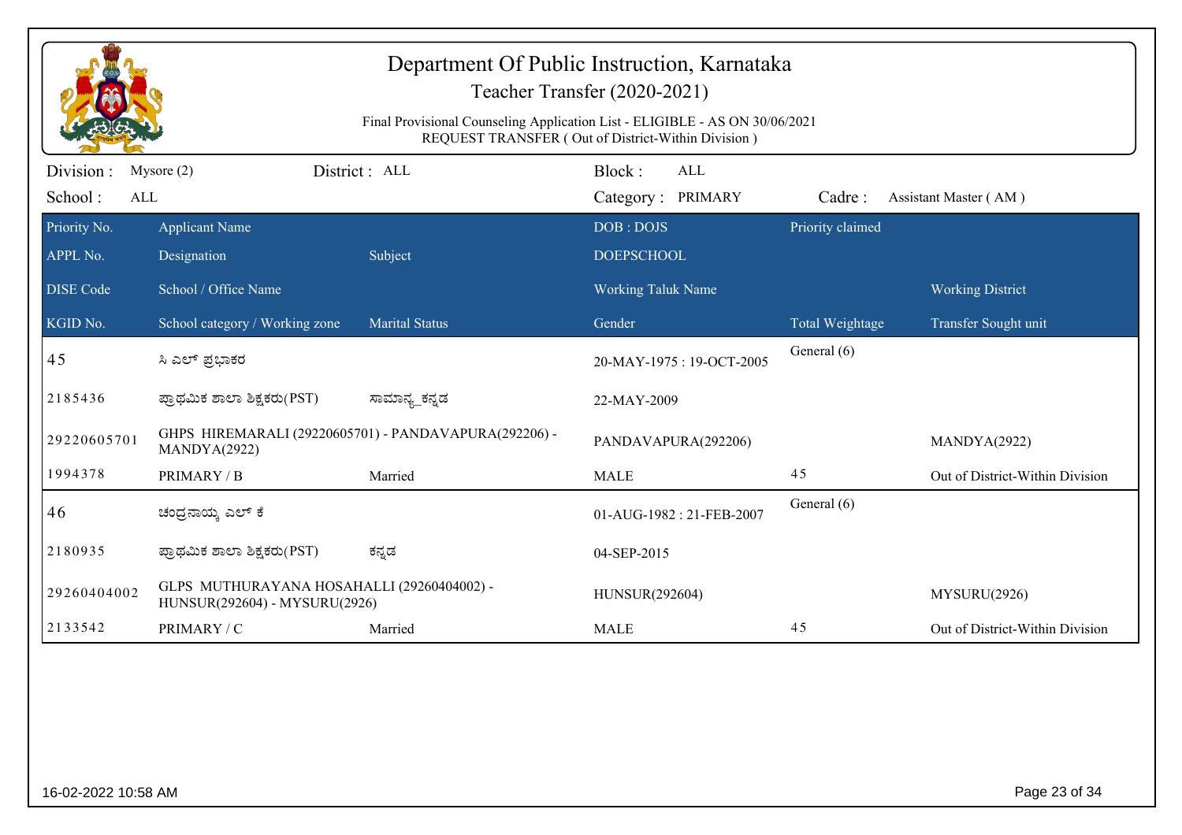# Department Of Public Instruction, Karnataka

## Teacher Transfer (2020-2021)

Final Provisional Counseling Application List - ELIGIBLE - AS ON 30/06/2021

REQUEST TRANSFER ( Out of District-Within Division )

Division : Mysore (2) District : ALL Block : ALL

School : ALL Category : PRIMARY Cadre : Assistant Master ( AM )

| Priority No. / APPL No. / DISE Code / KGID No. | Applicant Name / Designation / School / Office Name / School category / Working zone | Subject / Marital Status | DOB : DOJS / DOEPSCHOOL / Working Taluk Name / Gender | Priority claimed / Total Weightage | Working District / Transfer Sought unit |
|---|---|---|---|---|---|
| 45 | ಸಿ ಎಲ್ ಪ್ರಭಾಕರ | | 20-MAY-1975 : 19-OCT-2005 | General (6) | |
| 2185436 | ಪ್ರಾಥಮಿಕ ಶಾಲಾ ಶಿಕ್ಷಕರು(PST) | ಸಾಮಾನ್ಯ_ಕನ್ನಡ | 22-MAY-2009 | | |
| 29220605701 | GHPS HIREMARALI (29220605701) - PANDAVAPURA(292206) - MANDYA(2922) | | PANDAVAPURA(292206) | | MANDYA(2922) |
| 1994378 | PRIMARY / B | Married | MALE | 45 | Out of District-Within Division |
| 46 | ಚಂದ್ರನಾಯ್ಕ ಎಲ್ ಕೆ | | 01-AUG-1982 : 21-FEB-2007 | General (6) | |
| 2180935 | ಪ್ರಾಥಮಿಕ ಶಾಲಾ ಶಿಕ್ಷಕರು(PST) | ಕನ್ನಡ | 04-SEP-2015 | | |
| 29260404002 | GLPS MUTHURAYANA HOSAHALLI (29260404002) - HUNSUR(292604) - MYSURU(2926) | | HUNSUR(292604) | | MYSURU(2926) |
| 2133542 | PRIMARY / C | Married | MALE | 45 | Out of District-Within Division |

16-02-2022 10:58 AM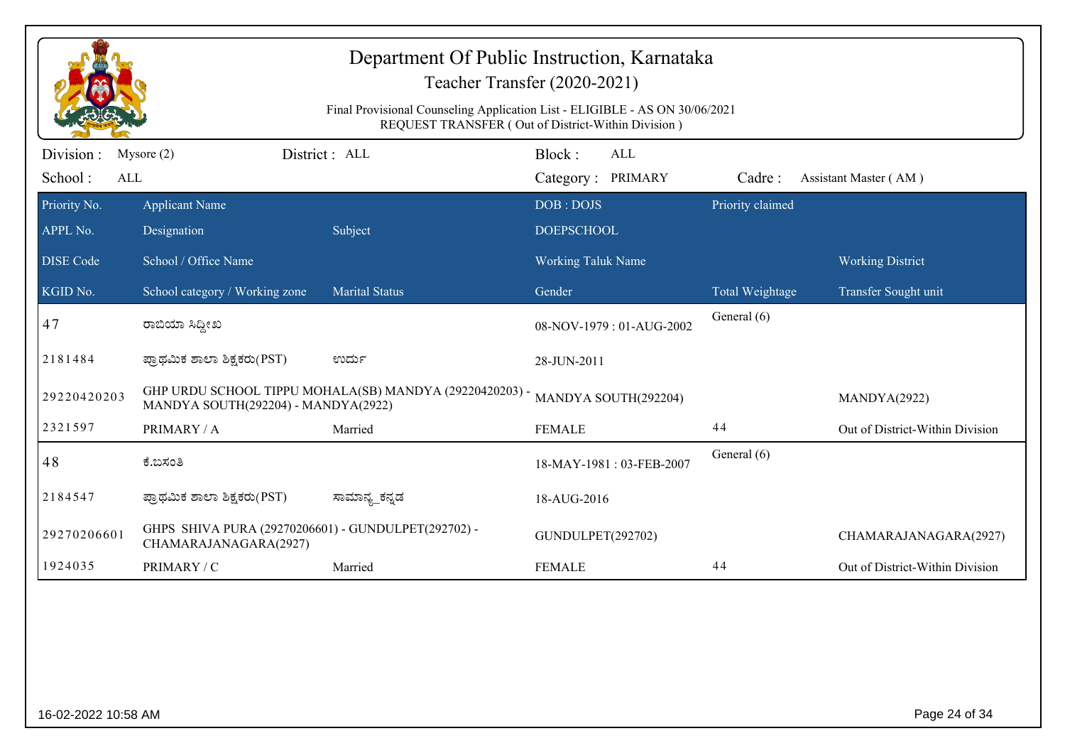# Department Of Public Instruction, Karnataka

## Teacher Transfer (2020-2021)

Final Provisional Counseling Application List - ELIGIBLE - AS ON 30/06/2021
REQUEST TRANSFER ( Out of District-Within Division )

Division : Mysore (2) District : ALL Block : ALL
School : ALL Category : PRIMARY Cadre : Assistant Master ( AM )

| Priority No. / APPL No. / DISE Code / KGID No. | Applicant Name / Designation / School / Office Name / School category / Working zone | Subject / Marital Status | DOB : DOJS / DOEPSCHOOL / Working Taluk Name / Gender | Priority claimed / Total Weightage | Working District / Transfer Sought unit |
|---|---|---|---|---|---|
| 47 | ರಾಬಿಯಾ ಸಿದ್ದೀಖ | | 08-NOV-1979 : 01-AUG-2002 | General (6) | |
| 2181484 | ಪ್ರಾಥಮಿಕ ಶಾಲಾ ಶಿಕ್ಷಕರು(PST) | ಉರ್ದು | 28-JUN-2011 | | |
| 29220420203 | GHP URDU SCHOOL TIPPU MOHALA(SB) MANDYA (29220420203) - MANDYA SOUTH(292204) - MANDYA(2922) | | MANDYA SOUTH(292204) | | MANDYA(2922) |
| 2321597 | PRIMARY / A | Married | FEMALE | 44 | Out of District-Within Division |
| 48 | ಕೆ.ಬಸಂತಿ | | 18-MAY-1981 : 03-FEB-2007 | General (6) | |
| 2184547 | ಪ್ರಾಥಮಿಕ ಶಾಲಾ ಶಿಕ್ಷಕರು(PST) | ಸಾಮಾನ್ಯ_ಕನ್ನಡ | 18-AUG-2016 | | |
| 29270206601 | GHPS SHIVA PURA (29270206601) - GUNDULPET(292702) - CHAMARAJANAGARA(2927) | | GUNDULPET(292702) | | CHAMARAJANAGARA(2927) |
| 1924035 | PRIMARY / C | Married | FEMALE | 44 | Out of District-Within Division |

16-02-2022 10:58 AM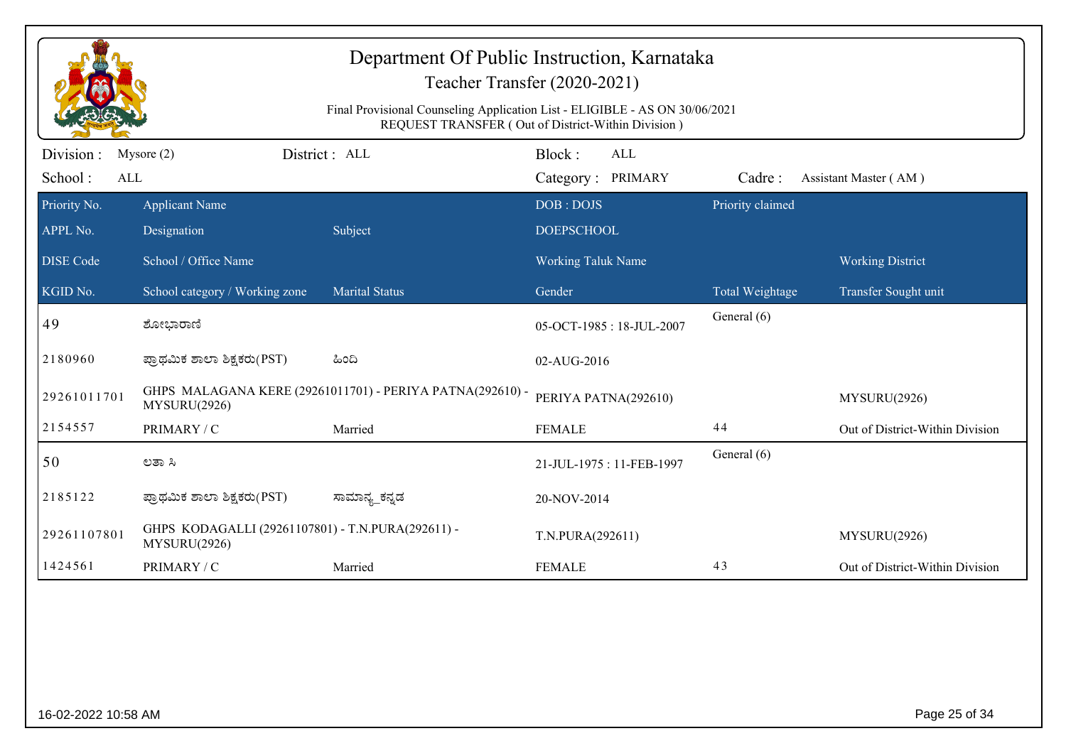# Department Of Public Instruction, Karnataka

Teacher Transfer (2020-2021)

Final Provisional Counseling Application List - ELIGIBLE - AS ON 30/06/2021

REQUEST TRANSFER ( Out of District-Within Division )

Division : Mysore (2) | District : ALL | Block : ALL

School : ALL | Category : PRIMARY | Cadre : Assistant Master ( AM )

| Priority No. / APPL No. / DISE Code / KGID No. | Applicant Name / Designation / School / Office Name / School category / Working zone | Subject / Marital Status | DOB : DOJS / DOEPSCHOOL / Working Taluk Name / Gender | Priority claimed / Total Weightage | Working District / Transfer Sought unit |
|---|---|---|---|---|---|
| 49 | ಶೋಭಾರಾಣಿ | | 05-OCT-1985 : 18-JUL-2007 | General (6) | |
| 2180960 | ಪ್ರಾಥಮಿಕ ಶಾಲಾ ಶಿಕ್ಷಕರು(PST) | ಹಿಂದಿ | 02-AUG-2016 | | |
| 29261011701 | GHPS MALAGANA KERE (29261011701) - PERIYA PATNA(292610) - MYSURU(2926) | | PERIYA PATNA(292610) | | MYSURU(2926) |
| 2154557 | PRIMARY / C | Married | FEMALE | 44 | Out of District-Within Division |
| 50 | ಲತಾ ಸಿ | | 21-JUL-1975 : 11-FEB-1997 | General (6) | |
| 2185122 | ಪ್ರಾಥಮಿಕ ಶಾಲಾ ಶಿಕ್ಷಕರು(PST) | ಸಾಮಾನ್ಯ_ಕನ್ನಡ | 20-NOV-2014 | | |
| 29261107801 | GHPS KODAGALLI (29261107801) - T.N.PURA(292611) - MYSURU(2926) | | T.N.PURA(292611) | | MYSURU(2926) |
| 1424561 | PRIMARY / C | Married | FEMALE | 43 | Out of District-Within Division |

16-02-2022 10:58 AM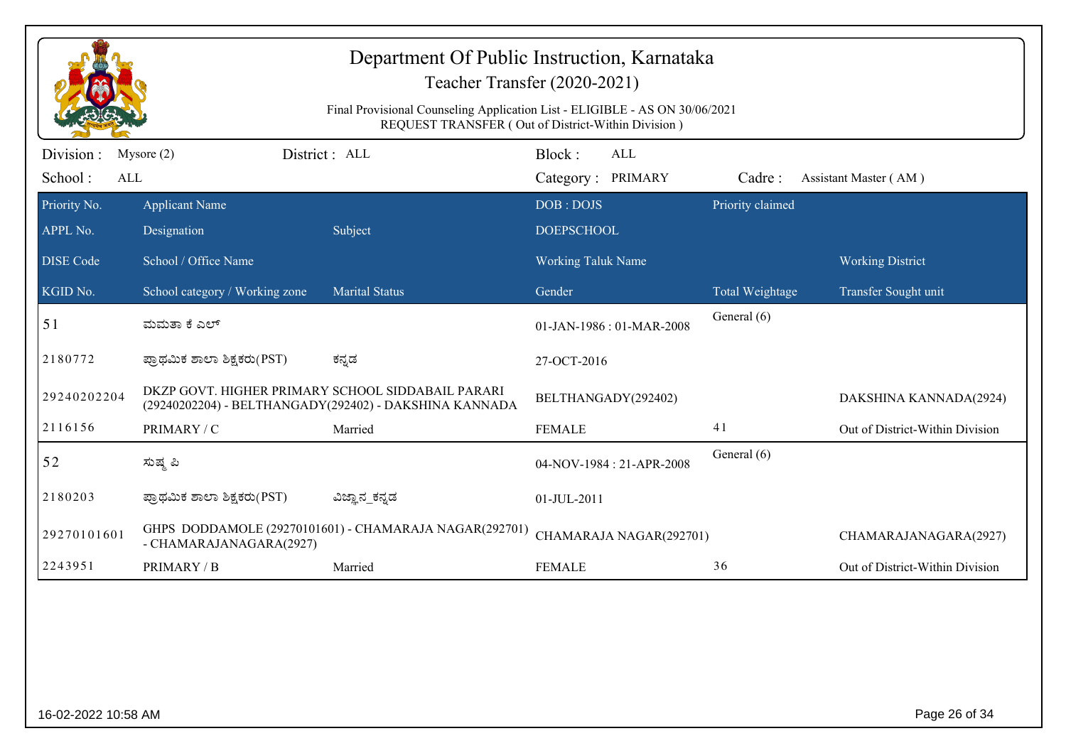# Department Of Public Instruction, Karnataka

## Teacher Transfer (2020-2021)

Final Provisional Counseling Application List - ELIGIBLE - AS ON 30/06/2021
REQUEST TRANSFER ( Out of District-Within Division )

Division : Mysore (2) District : ALL Block : ALL
School : ALL Category : PRIMARY Cadre : Assistant Master ( AM )

| Priority No. / APPL No. / DISE Code / KGID No. | Applicant Name / Designation / School / Office Name / School category / Working zone | Subject / Marital Status | DOB : DOJS / DOEPSCHOOL / Working Taluk Name / Gender | Priority claimed / Total Weightage | Working District / Transfer Sought unit |
|---|---|---|---|---|---|
| 51 | ಮಮತಾ ಕೆ ಎಲ್ | | 01-JAN-1986 : 01-MAR-2008 | General (6) | |
| 2180772 | ಪ್ರಾಥಮಿಕ ಶಾಲಾ ಶಿಕ್ಷಕರು(PST) | ಕನ್ನಡ | 27-OCT-2016 | | |
| 29240202204 | DKZP GOVT. HIGHER PRIMARY SCHOOL SIDDABAIL PARARI (29240202204) - BELTHANGADY(292402) - DAKSHINA KANNADA | | BELTHANGADY(292402) | | DAKSHINA KANNADA(2924) |
| 2116156 | PRIMARY / C | Married | FEMALE | 41 | Out of District-Within Division |
| 52 | ಸುಷ್ಮ ಪಿ | | 04-NOV-1984 : 21-APR-2008 | General (6) | |
| 2180203 | ಪ್ರಾಥಮಿಕ ಶಾಲಾ ಶಿಕ್ಷಕರು(PST) | ವಿಜ್ಞಾನ_ಕನ್ನಡ | 01-JUL-2011 | | |
| 29270101601 | GHPS DODDAMOLE (29270101601) - CHAMARAJA NAGAR(292701) - CHAMARAJANAGARA(2927) | | CHAMARAJA NAGAR(292701) | | CHAMARAJANAGARA(2927) |
| 2243951 | PRIMARY / B | Married | FEMALE | 36 | Out of District-Within Division |

16-02-2022 10:58 AM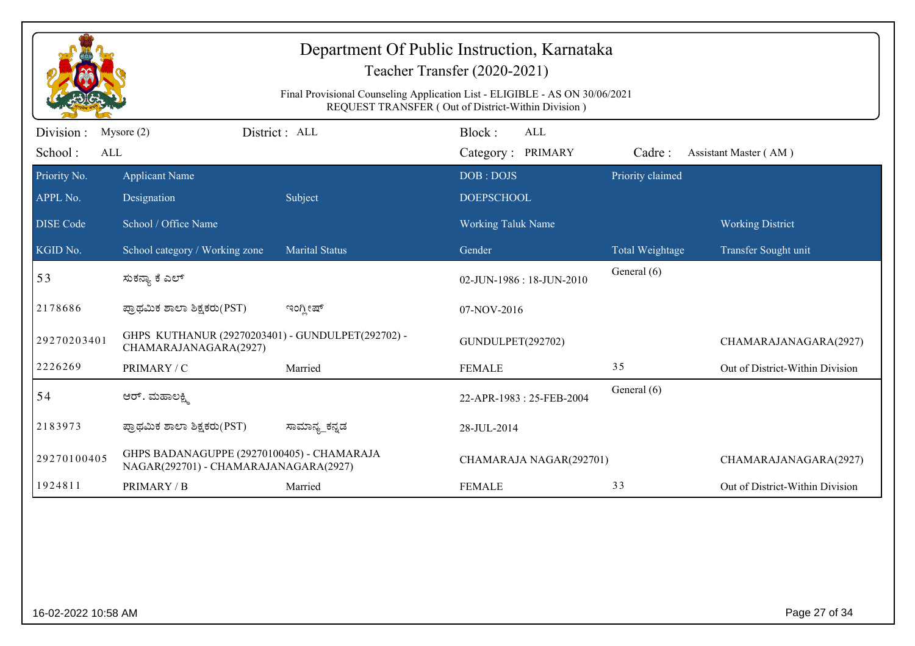# Department Of Public Instruction, Karnataka

## Teacher Transfer (2020-2021)

Final Provisional Counseling Application List - ELIGIBLE - AS ON 30/06/2021

REQUEST TRANSFER ( Out of District-Within Division )

Division : Mysore (2) District : ALL Block : ALL

School : ALL Category : PRIMARY Cadre : Assistant Master ( AM )

| Priority No. / APPL No. / DISE Code / KGID No. | Applicant Name / Designation / School / Office Name / School category / Working zone | Subject / Marital Status | DOB : DOJS / DOEPSCHOOL / Working Taluk Name / Gender | Priority claimed / Total Weightage | Working District / Transfer Sought unit |
|---|---|---|---|---|---|
| 53 | ಸುಕನ್ಯಾ ಕೆ ಎಲ್ | | 02-JUN-1986 : 18-JUN-2010 | General (6) | |
| 2178686 | ಪ್ರಾಥಮಿಕ ಶಾಲಾ ಶಿಕ್ಷಕರು(PST) | ಇಂಗ್ಲೀಷ್ | 07-NOV-2016 | | |
| 29270203401 | GHPS KUTHANUR (29270203401) - GUNDULPET(292702) - CHAMARAJANAGARA(2927) | | GUNDULPET(292702) | | CHAMARAJANAGARA(2927) |
| 2226269 | PRIMARY / C | Married | FEMALE | 35 | Out of District-Within Division |
| 54 | ಆರ್. ಮಹಾಲಕ್ಷ್ಮಿ | | 22-APR-1983 : 25-FEB-2004 | General (6) | |
| 2183973 | ಪ್ರಾಥಮಿಕ ಶಾಲಾ ಶಿಕ್ಷಕರು(PST) | ಸಾಮಾನ್ಯ_ಕನ್ನಡ | 28-JUL-2014 | | |
| 29270100405 | GHPS BADANAGUPPE (29270100405) - CHAMARAJA NAGAR(292701) - CHAMARAJANAGARA(2927) | | CHAMARAJA NAGAR(292701) | | CHAMARAJANAGARA(2927) |
| 1924811 | PRIMARY / B | Married | FEMALE | 33 | Out of District-Within Division |

16-02-2022 10:58 AM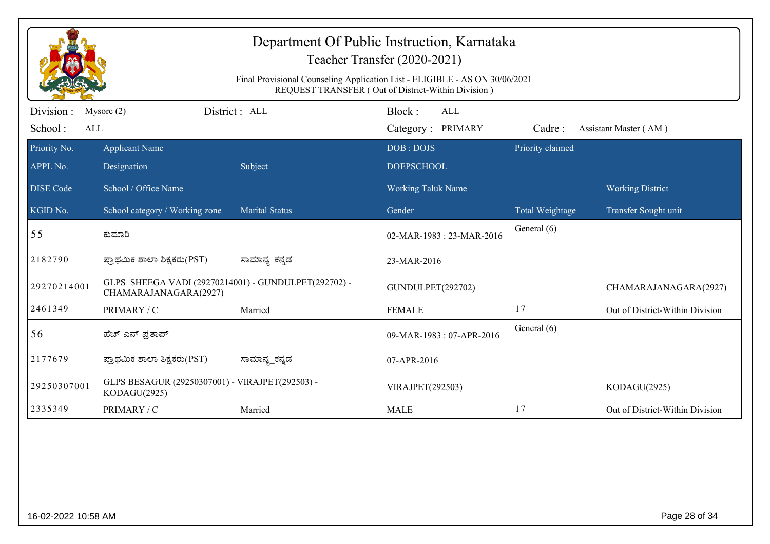# Department Of Public Instruction, Karnataka

## Teacher Transfer (2020-2021)

Final Provisional Counseling Application List - ELIGIBLE - AS ON 30/06/2021
REQUEST TRANSFER ( Out of District-Within Division )

Division : Mysore (2) | District : ALL | Block : ALL
School : ALL | Category : PRIMARY | Cadre : Assistant Master ( AM )

| Priority No. / APPL No. / DISE Code / KGID No. | Applicant Name / Designation / School / Office Name / School category / Working zone | Subject / Marital Status | DOB : DOJS / DOEPSCHOOL / Working Taluk Name / Gender | Priority claimed / Total Weightage | Working District / Transfer Sought unit |
|---|---|---|---|---|---|
| 55 | ಕುಮಾರಿ | | 02-MAR-1983 : 23-MAR-2016 | General (6) | |
| 2182790 | ಪ್ರಾಥಮಿಕ ಶಾಲಾ ಶಿಕ್ಷಕರು(PST) | ಸಾಮಾನ್ಯ_ಕನ್ನಡ | 23-MAR-2016 | | |
| 29270214001 | GLPS SHEEGA VADI (29270214001) - GUNDULPET(292702) - CHAMARAJANAGARA(2927) | | GUNDULPET(292702) | | CHAMARAJANAGARA(2927) |
| 2461349 | PRIMARY / C | Married | FEMALE | 17 | Out of District-Within Division |
| 56 | ಹೆಚ್ ಎನ್ ಪ್ರತಾಪ್ | | 09-MAR-1983 : 07-APR-2016 | General (6) | |
| 2177679 | ಪ್ರಾಥಮಿಕ ಶಾಲಾ ಶಿಕ್ಷಕರು(PST) | ಸಾಮಾನ್ಯ_ಕನ್ನಡ | 07-APR-2016 | | |
| 29250307001 | GLPS BESAGUR (29250307001) - VIRAJPET(292503) - KODAGU(2925) | | VIRAJPET(292503) | | KODAGU(2925) |
| 2335349 | PRIMARY / C | Married | MALE | 17 | Out of District-Within Division |

16-02-2022 10:58 AM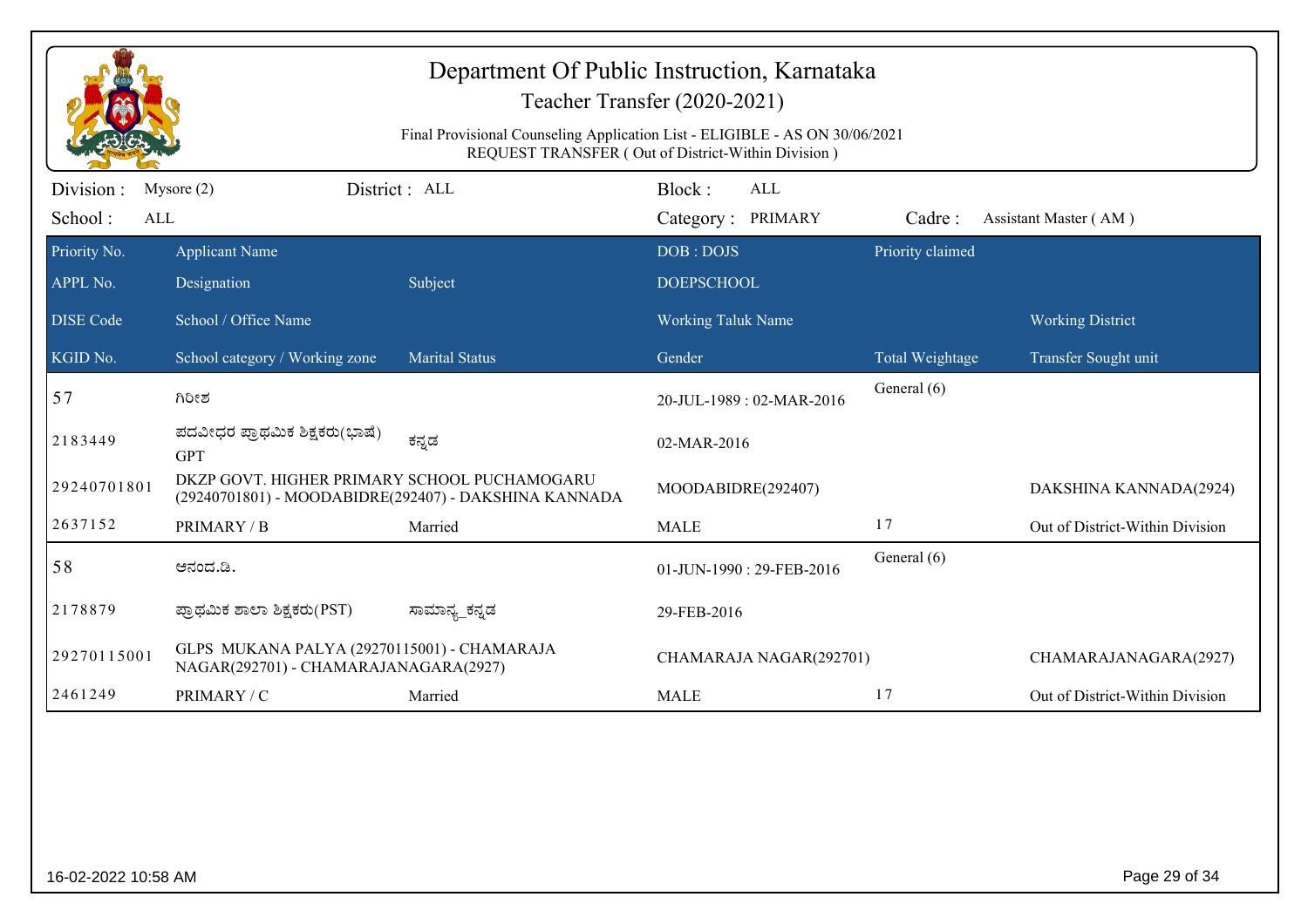# Department Of Public Instruction, Karnataka

## Teacher Transfer (2020-2021)

Final Provisional Counseling Application List - ELIGIBLE - AS ON 30/06/2021
REQUEST TRANSFER ( Out of District-Within Division )

Division : Mysore (2) District : ALL Block : ALL
School : ALL Category : PRIMARY Cadre : Assistant Master ( AM )

| Priority No. / APPL No. / DISE Code / KGID No. | Applicant Name / Designation / School / Office Name / School category / Working zone | Subject / Marital Status | DOB : DOJS / DOEPSCHOOL / Working Taluk Name / Gender | Priority claimed / Total Weightage | Working District / Transfer Sought unit |
|---|---|---|---|---|---|
| 57 | ಗಿರೀಶ | | 20-JUL-1989 : 02-MAR-2016 | General (6) | |
| 2183449 | ಪದವೀಧರ ಪ್ರಾಥಮಿಕ ಶಿಕ್ಷಕರು(ಭಾಷೆ) GPT | ಕನ್ನಡ | 02-MAR-2016 | | |
| 29240701801 | DKZP GOVT. HIGHER PRIMARY SCHOOL PUCHAMOGARU (29240701801) - MOODABIDRE(292407) - DAKSHINA KANNADA | | MOODABIDRE(292407) | | DAKSHINA KANNADA(2924) |
| 2637152 | PRIMARY / B | Married | MALE | 17 | Out of District-Within Division |
| 58 | ಆನಂದ.ಡಿ. | | 01-JUN-1990 : 29-FEB-2016 | General (6) | |
| 2178879 | ಪ್ರಾಥಮಿಕ ಶಾಲಾ ಶಿಕ್ಷಕರು(PST) | ಸಾಮಾನ್ಯ_ಕನ್ನಡ | 29-FEB-2016 | | |
| 29270115001 | GLPS MUKANA PALYA (29270115001) - CHAMARAJA NAGAR(292701) - CHAMARAJANAGARA(2927) | | CHAMARAJA NAGAR(292701) | | CHAMARAJANAGARA(2927) |
| 2461249 | PRIMARY / C | Married | MALE | 17 | Out of District-Within Division |

16-02-2022 10:58 AM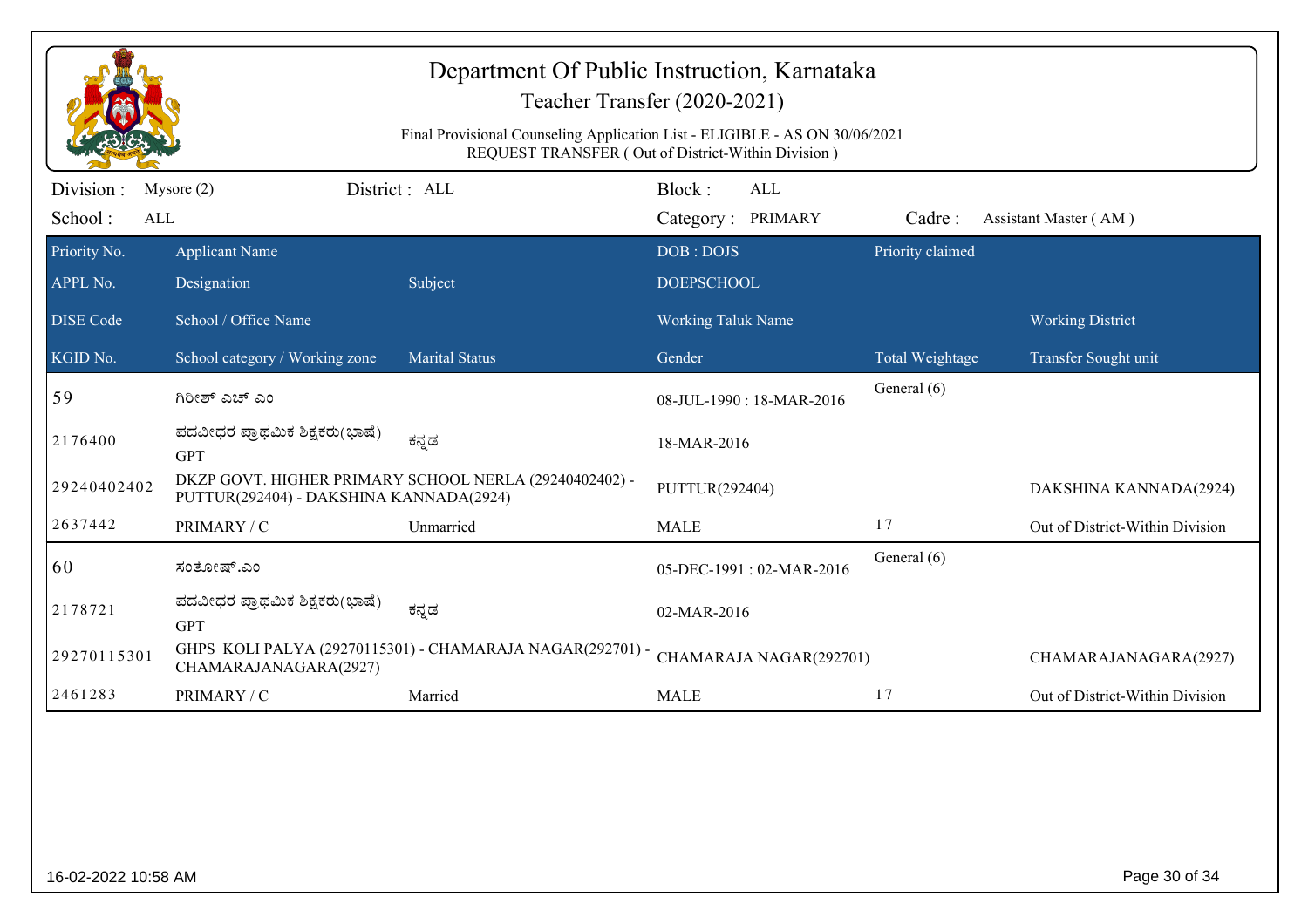# Department Of Public Instruction, Karnataka

## Teacher Transfer (2020-2021)

Final Provisional Counseling Application List - ELIGIBLE - AS ON 30/06/2021

REQUEST TRANSFER ( Out of District-Within Division )

Division : Mysore (2) District : ALL Block : ALL

School : ALL Category : PRIMARY Cadre : Assistant Master ( AM )

| Priority No. / APPL No. / DISE Code / KGID No. | Applicant Name / Designation / School / Office Name / School category / Working zone | Subject / Marital Status | DOB : DOJS / DOEPSCHOOL / Working Taluk Name / Gender | Priority claimed / Total Weightage | Working District / Transfer Sought unit |
|---|---|---|---|---|---|
| 59 | ಗಿರೀಶ್ ಎಚ್ ಎಂ | | 08-JUL-1990 : 18-MAR-2016 | General (6) | |
| 2176400 | ಪದವೀಧರ ಪ್ರಾಥಮಿಕ ಶಿಕ್ಷಕರು(ಭಾಷೆ) GPT | ಕನ್ನಡ | 18-MAR-2016 | | |
| 29240402402 | DKZP GOVT. HIGHER PRIMARY SCHOOL NERLA (29240402402) - PUTTUR(292404) - DAKSHINA KANNADA(2924) | | PUTTUR(292404) | | DAKSHINA KANNADA(2924) |
| 2637442 | PRIMARY / C | Unmarried | MALE | 17 | Out of District-Within Division |
| 60 | ಸಂತೋಷ್.ಎಂ | | 05-DEC-1991 : 02-MAR-2016 | General (6) | |
| 2178721 | ಪದವೀಧರ ಪ್ರಾಥಮಿಕ ಶಿಕ್ಷಕರು(ಭಾಷೆ) GPT | ಕನ್ನಡ | 02-MAR-2016 | | |
| 29270115301 | GHPS KOLI PALYA (29270115301) - CHAMARAJA NAGAR(292701) - CHAMARAJANAGARA(2927) | | CHAMARAJA NAGAR(292701) | | CHAMARAJANAGARA(2927) |
| 2461283 | PRIMARY / C | Married | MALE | 17 | Out of District-Within Division |

16-02-2022 10:58 AM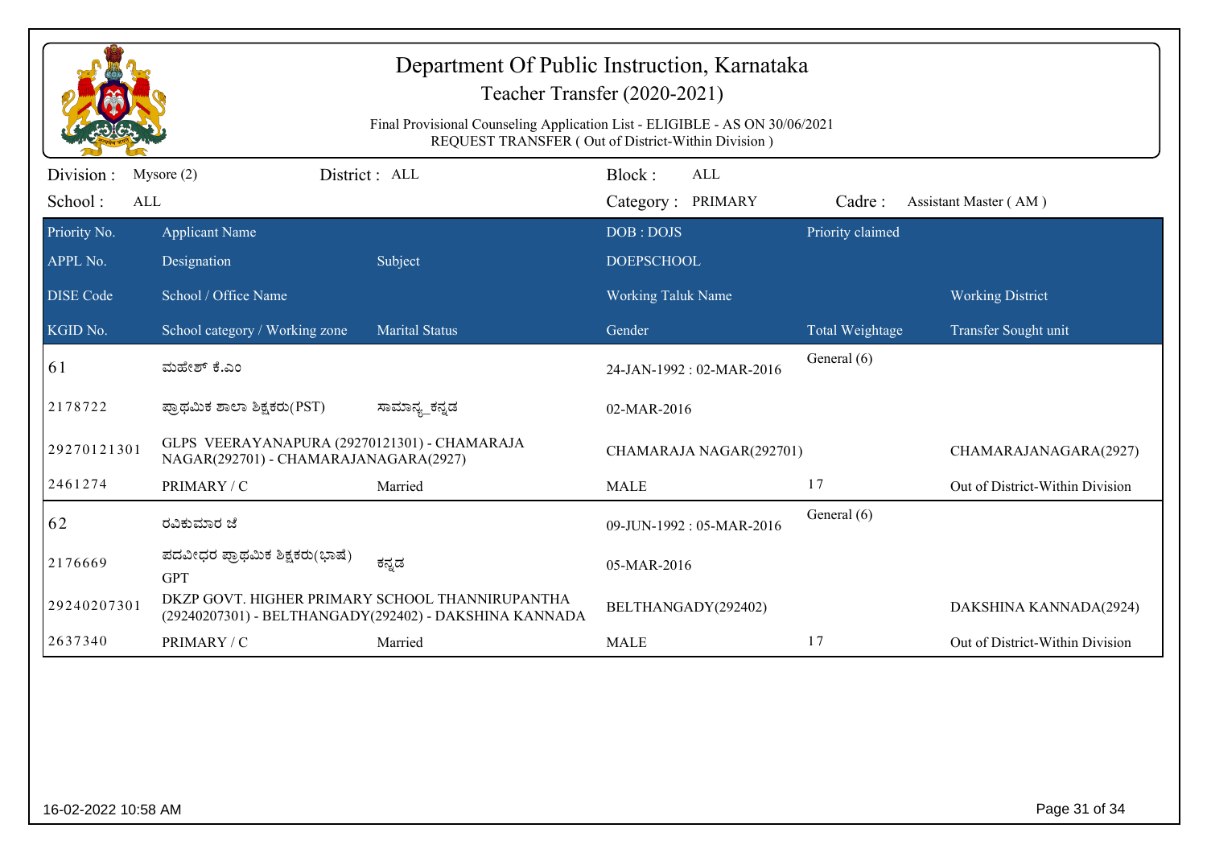# Department Of Public Instruction, Karnataka

Teacher Transfer (2020-2021)

Final Provisional Counseling Application List - ELIGIBLE - AS ON 30/06/2021
REQUEST TRANSFER ( Out of District-Within Division )

Division : Mysore (2) District : ALL Block : ALL
School : ALL Category : PRIMARY Cadre : Assistant Master ( AM )

| Priority No. / APPL No. / DISE Code / KGID No. | Applicant Name / Designation / School / Office Name / School category / Working zone | Subject / Marital Status | DOB : DOJS / DOEPSCHOOL / Working Taluk Name / Gender | Priority claimed / Total Weightage | Working District / Transfer Sought unit |
|---|---|---|---|---|---|
| 61 | ಮಹೇಶ್ ಕೆ.ಎಂ | | 24-JAN-1992 : 02-MAR-2016 | General (6) | |
| 2178722 | ಪ್ರಾಥಮಿಕ ಶಾಲಾ ಶಿಕ್ಷಕರು(PST) | ಸಾಮಾನ್ಯ_ಕನ್ನಡ | 02-MAR-2016 | | |
| 29270121301 | GLPS VEERAYANAPURA (29270121301) - CHAMARAJA NAGAR(292701) - CHAMARAJANAGARA(2927) | | CHAMARAJA NAGAR(292701) | | CHAMARAJANAGARA(2927) |
| 2461274 | PRIMARY / C | Married | MALE | 17 | Out of District-Within Division |
| 62 | ರವಿಕುಮಾರ ಜೆ | | 09-JUN-1992 : 05-MAR-2016 | General (6) | |
| 2176669 | ಪದವೀಧರ ಪ್ರಾಥಮಿಕ ಶಿಕ್ಷಕರು(ಭಾಷೆ) GPT | ಕನ್ನಡ | 05-MAR-2016 | | |
| 29240207301 | DKZP GOVT. HIGHER PRIMARY SCHOOL THANNIRUPANTHA (29240207301) - BELTHANGADY(292402) - DAKSHINA KANNADA | | BELTHANGADY(292402) | | DAKSHINA KANNADA(2924) |
| 2637340 | PRIMARY / C | Married | MALE | 17 | Out of District-Within Division |

16-02-2022 10:58 AM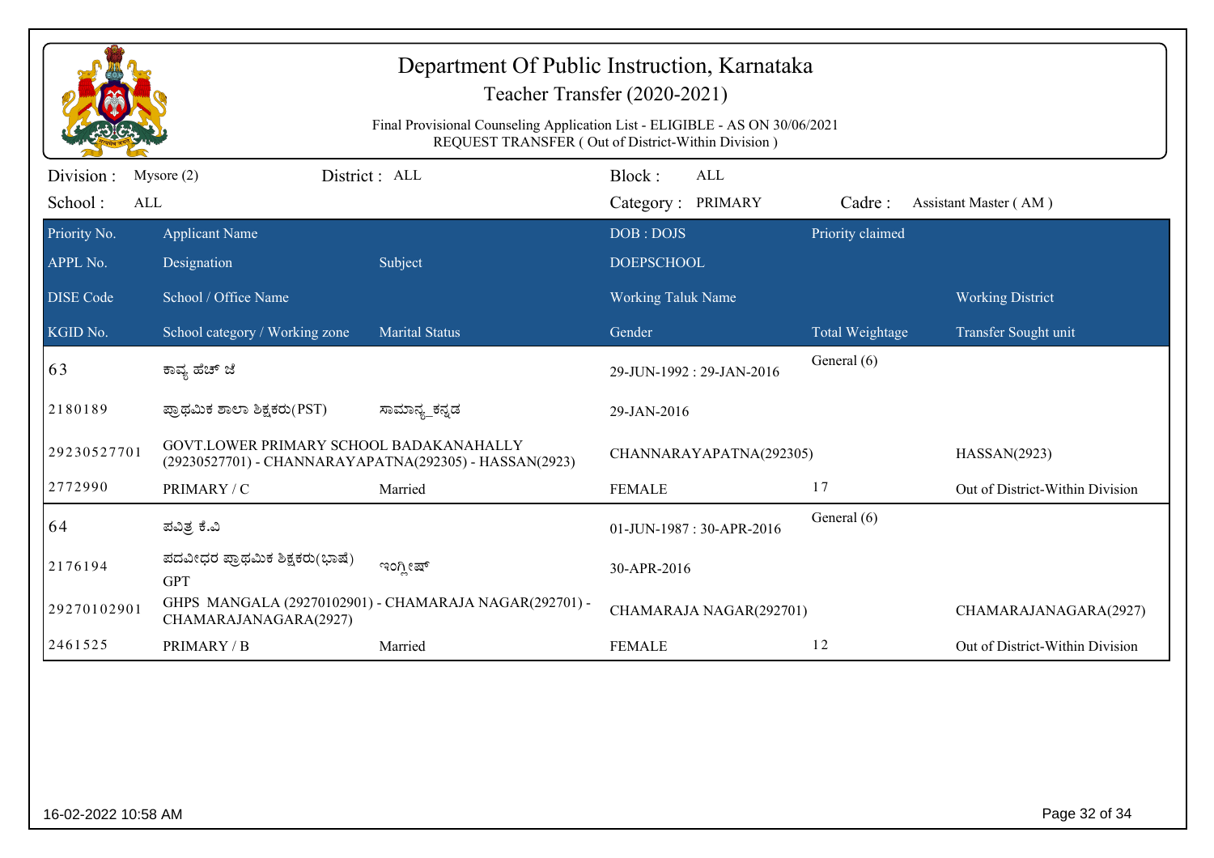# Department Of Public Instruction, Karnataka

## Teacher Transfer (2020-2021)

Final Provisional Counseling Application List - ELIGIBLE - AS ON 30/06/2021
REQUEST TRANSFER ( Out of District-Within Division )

Division : Mysore (2) District : ALL Block : ALL
School : ALL Category : PRIMARY Cadre : Assistant Master ( AM )

| Priority No. / APPL No. / DISE Code / KGID No. | Applicant Name / Designation / School / Office Name / School category / Working zone | Subject / Marital Status | DOB : DOJS / DOEPSCHOOL / Working Taluk Name / Gender | Priority claimed / Total Weightage | Working District / Transfer Sought unit |
|---|---|---|---|---|---|
| 63 | ಕಾವ್ಯ ಹೆಚ್ ಜೆ | | 29-JUN-1992 : 29-JAN-2016 | General (6) | |
| 2180189 | ಪ್ರಾಥಮಿಕ ಶಾಲಾ ಶಿಕ್ಷಕರು(PST) | ಸಾಮಾನ್ಯ_ಕನ್ನಡ | 29-JAN-2016 | | |
| 29230527701 | GOVT.LOWER PRIMARY SCHOOL BADAKANAHALLY (29230527701) - CHANNARAYAPATNA(292305) - HASSAN(2923) | | CHANNARAYAPATNA(292305) | | HASSAN(2923) |
| 2772990 | PRIMARY / C | Married | FEMALE | 17 | Out of District-Within Division |
| 64 | ಪವಿತ್ರ ಕೆ.ವಿ | | 01-JUN-1987 : 30-APR-2016 | General (6) | |
| 2176194 | ಪದವೀಧರ ಪ್ರಾಥಮಿಕ ಶಿಕ್ಷಕರು(ಭಾಷೆ) GPT | ಇಂಗ್ಲೀಷ್ | 30-APR-2016 | | |
| 29270102901 | GHPS MANGALA (29270102901) - CHAMARAJA NAGAR(292701) - CHAMARAJANAGARA(2927) | | CHAMARAJA NAGAR(292701) | | CHAMARAJANAGARA(2927) |
| 2461525 | PRIMARY / B | Married | FEMALE | 12 | Out of District-Within Division |

16-02-2022 10:58 AM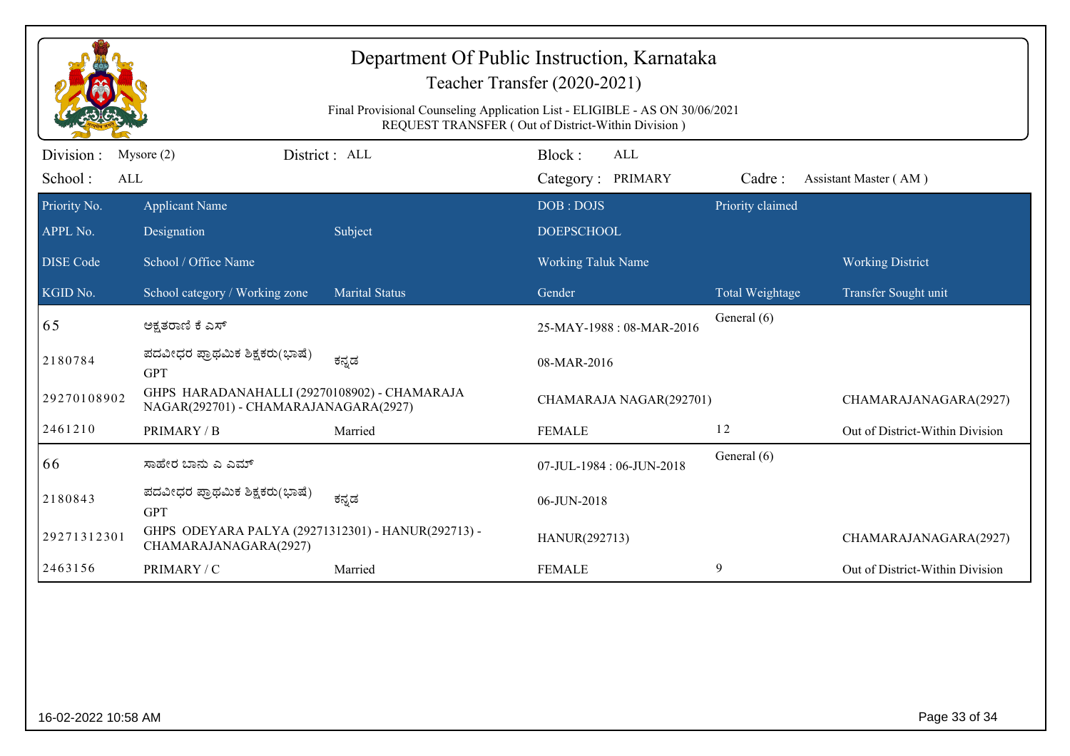# Department Of Public Instruction, Karnataka

## Teacher Transfer (2020-2021)

Final Provisional Counseling Application List - ELIGIBLE - AS ON 30/06/2021
REQUEST TRANSFER ( Out of District-Within Division )

Division : Mysore (2) District : ALL Block : ALL
School : ALL Category : PRIMARY Cadre : Assistant Master ( AM )

| Priority No. / APPL No. / DISE Code / KGID No. | Applicant Name / Designation / School / Office Name / School category / Working zone | Subject / Marital Status | DOB : DOJS / DOEPSCHOOL / Working Taluk Name / Gender | Priority claimed / Total Weightage | Working District / Transfer Sought unit |
|---|---|---|---|---|---|
| 65 | ಅಕ್ಷತರಾಣಿ ಕೆ ಎಸ್ | | 25-MAY-1988 : 08-MAR-2016 | General (6) | |
| 2180784 | ಪದವೀಧರ ಪ್ರಾಥಮಿಕ ಶಿಕ್ಷಕರು(ಭಾಷೆ) GPT | ಕನ್ನಡ | 08-MAR-2016 | | |
| 29270108902 | GHPS HARADANAHALLI (29270108902) - CHAMARAJA NAGAR(292701) - CHAMARAJANAGARA(2927) | | CHAMARAJA NAGAR(292701) | | CHAMARAJANAGARA(2927) |
| 2461210 | PRIMARY / B | Married | FEMALE | 12 | Out of District-Within Division |
| 66 | ಸಾಹೇರ ಬಾನು ಎ ಎಮ್ | | 07-JUL-1984 : 06-JUN-2018 | General (6) | |
| 2180843 | ಪದವೀಧರ ಪ್ರಾಥಮಿಕ ಶಿಕ್ಷಕರು(ಭಾಷೆ) GPT | ಕನ್ನಡ | 06-JUN-2018 | | |
| 29271312301 | GHPS ODEYARA PALYA (29271312301) - HANUR(292713) - CHAMARAJANAGARA(2927) | | HANUR(292713) | | CHAMARAJANAGARA(2927) |
| 2463156 | PRIMARY / C | Married | FEMALE | 9 | Out of District-Within Division |

16-02-2022 10:58 AM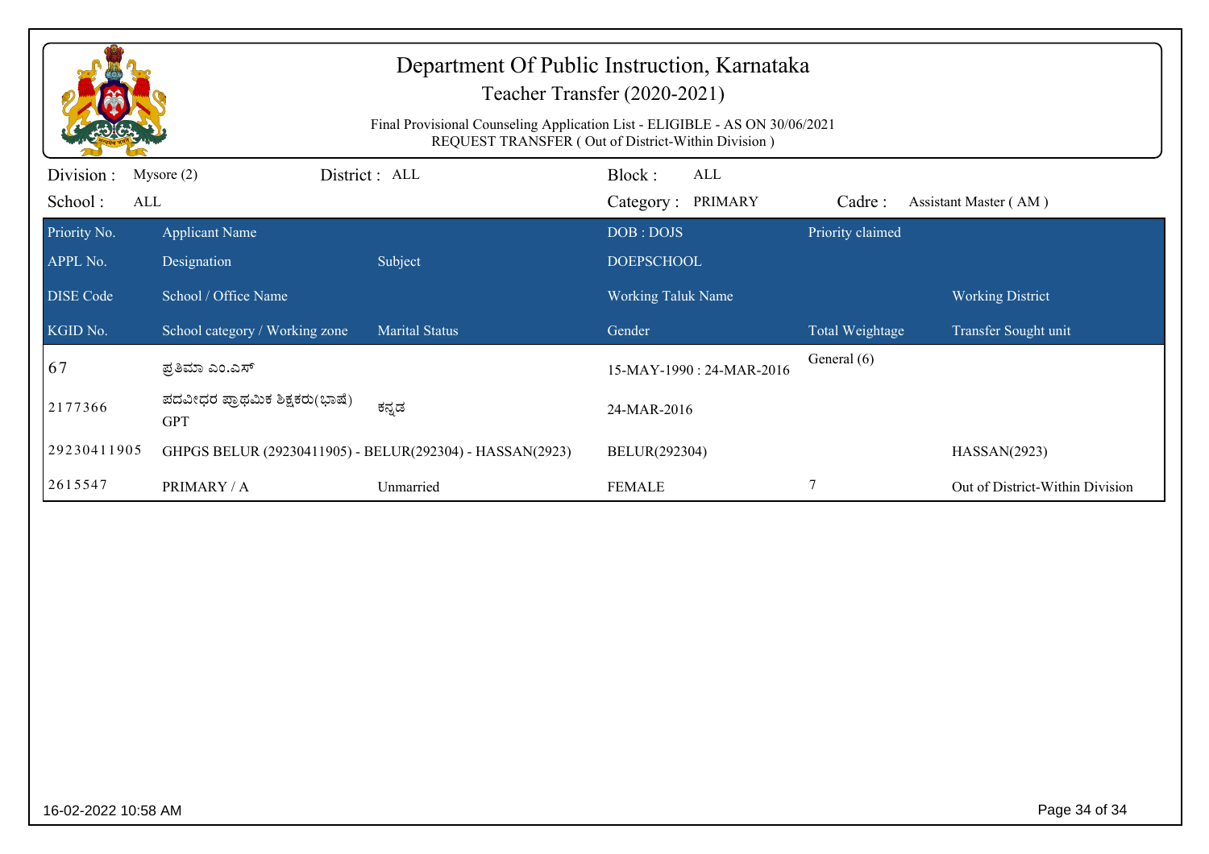# Department Of Public Instruction, Karnataka

## Teacher Transfer (2020-2021)

Final Provisional Counseling Application List - ELIGIBLE - AS ON 30/06/2021
REQUEST TRANSFER ( Out of District-Within Division )

Division : Mysore (2) District : ALL Block : ALL
School : ALL Category : PRIMARY Cadre : Assistant Master ( AM )

| Priority No. / APPL No. / DISE Code / KGID No. | Applicant Name / Designation / School / Office Name / School category / Working zone | Subject / Marital Status | DOB : DOJS / DOEPSCHOOL / Working Taluk Name / Gender | Priority claimed / Total Weightage | Working District / Transfer Sought unit |
|---|---|---|---|---|---|
| 67 | ಪ್ರತಿಮಾ ಎಂ.ಎಸ್ | | 15-MAY-1990 : 24-MAR-2016 | General (6) | |
| 2177366 | ಪದವೀಧರ ಪ್ರಾಥಮಿಕ ಶಿಕ್ಷಕರು(ಭಾಷೆ) GPT | ಕನ್ನಡ | 24-MAR-2016 | | |
| 29230411905 | GHPGS BELUR (29230411905) - BELUR(292304) - HASSAN(2923) | | BELUR(292304) | | HASSAN(2923) |
| 2615547 | PRIMARY / A | Unmarried | FEMALE | 7 | Out of District-Within Division |

16-02-2022 10:58 AM